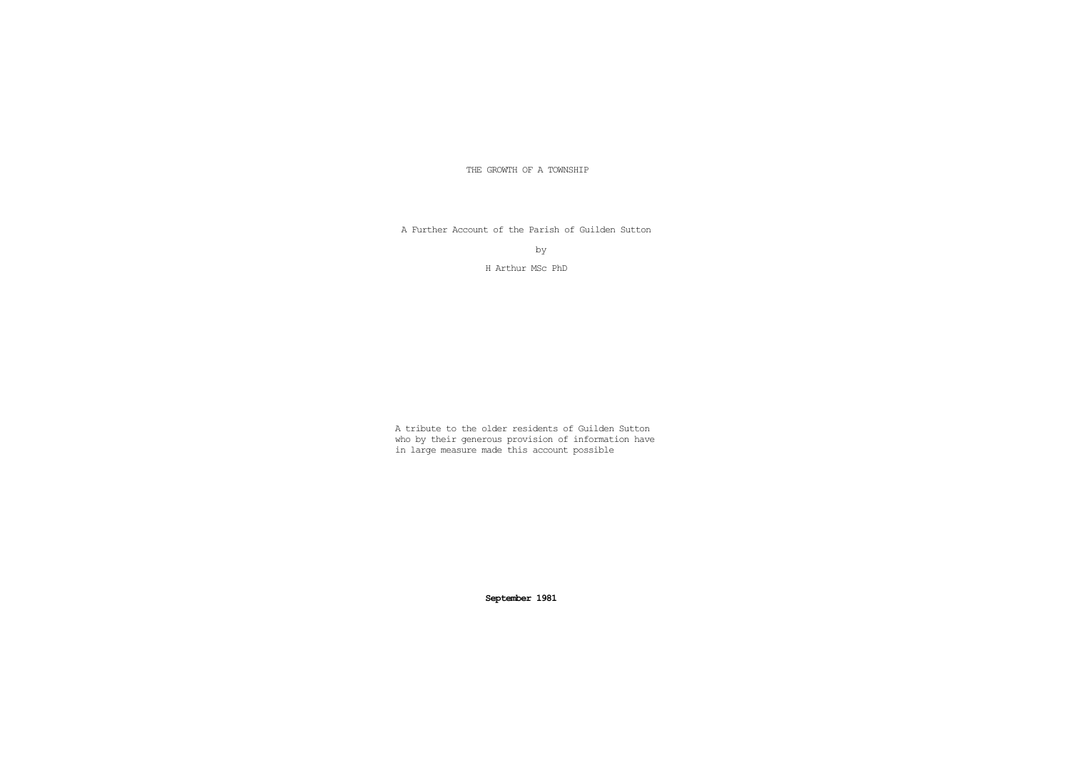# THE GROWTH OF A TOWNSHIP

A Further Account of the Parish of Guilden Sutton

by

H Arthur MSc PhD

A tribute to the older residents of Guilden Sutton who by their generous provision of information have in large measure made this account possible

**September 1981**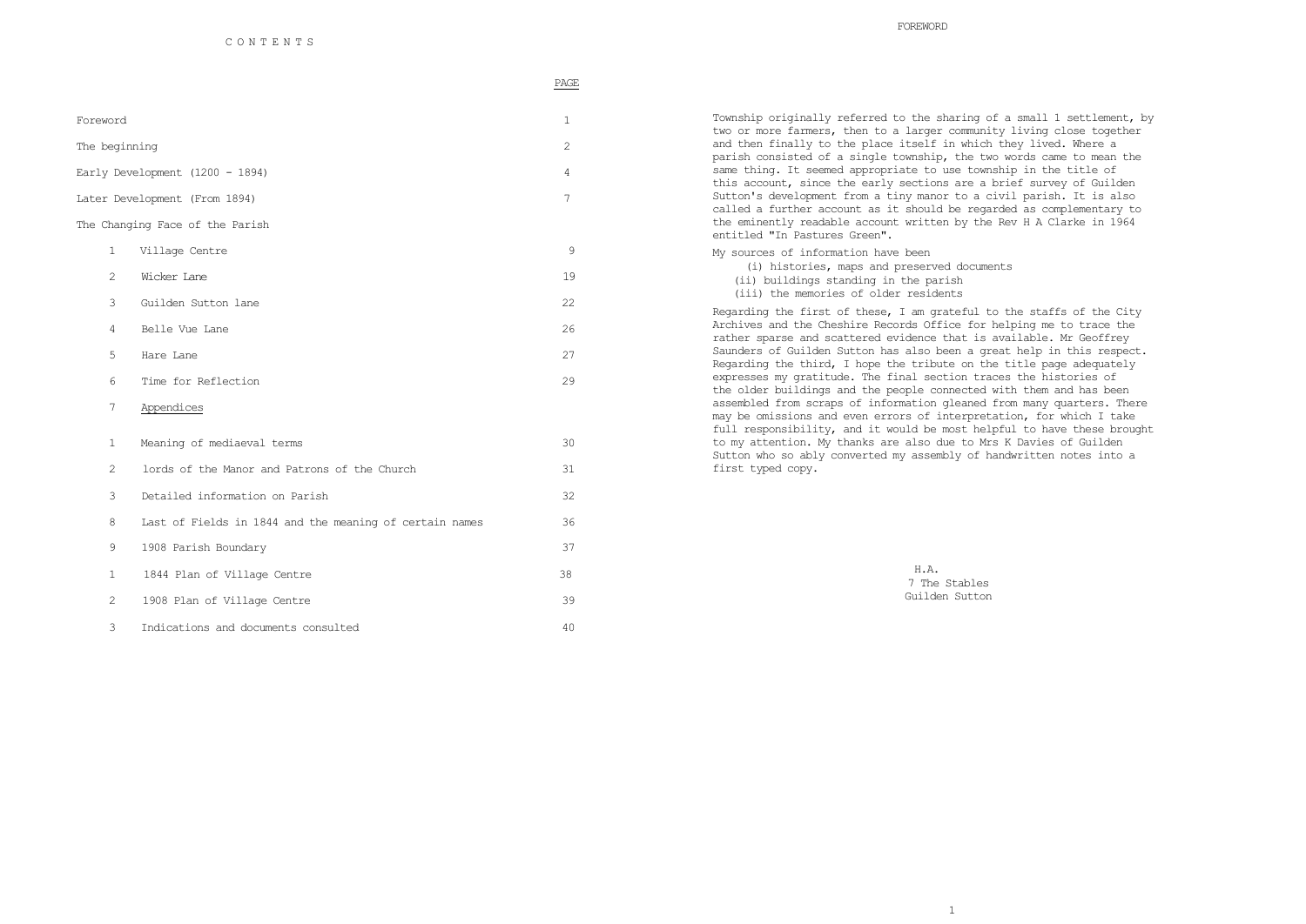# CONTENTS

| | | PAGE |
|---|---|---|
| Foreword | | 1 |
| The beginning | | 2 |
| Early Development (1200 - 1894) | | 4 |
| Later Development (From 1894) | | 7 |
| The Changing Face of the Parish | | |
| 1 | Village Centre | 9 |
| 2 | Wicker Lane | 19 |
| 3 | Guilden Sutton lane | 22 |
| 4 | Belle Vue Lane | 26 |
| 5 | Hare Lane | 27 |
| 6 | Time for Reflection | 29 |
| 7 | Appendices | |
| 1 | Meaning of mediaeval terms | 30 |
| 2 | lords of the Manor and Patrons of the Church | 31 |
| 3 | Detailed information on Parish | 32 |
| 8 | Last of Fields in 1844 and the meaning of certain names | 36 |
| 9 | 1908 Parish Boundary | 37 |
| 1 | 1844 Plan of Village Centre | 38 |
| 2 | 1908 Plan of Village Centre | 39 |
| 3 | Indications and documents consulted | 40 |

# FOREWORD

Township originally referred to the sharing of a small 1 settlement, by two or more farmers, then to a larger community living close together and then finally to the place itself in which they lived. Where a parish consisted of a single township, the two words came to mean the same thing. It seemed appropriate to use township in the title of this account, since the early sections are a brief survey of Guilden Sutton's development from a tiny manor to a civil parish. It is also called a further account as it should be regarded as complementary to the eminently readable account written by the Rev H A Clarke in 1964 entitled "In Pastures Green".

My sources of information have been

(i) histories, maps and preserved documents
(ii) buildings standing in the parish
(iii) the memories of older residents

Regarding the first of these, I am grateful to the staffs of the City Archives and the Cheshire Records Office for helping me to trace the rather sparse and scattered evidence that is available. Mr Geoffrey Saunders of Guilden Sutton has also been a great help in this respect. Regarding the third, I hope the tribute on the title page adequately expresses my gratitude. The final section traces the histories of the older buildings and the people connected with them and has been assembled from scraps of information gleaned from many quarters. There may be omissions and even errors of interpretation, for which I take full responsibility, and it would be most helpful to have these brought to my attention. My thanks are also due to Mrs K Davies of Guilden Sutton who so ably converted my assembly of handwritten notes into a first typed copy.

H.A.
7 The Stables
Guilden Sutton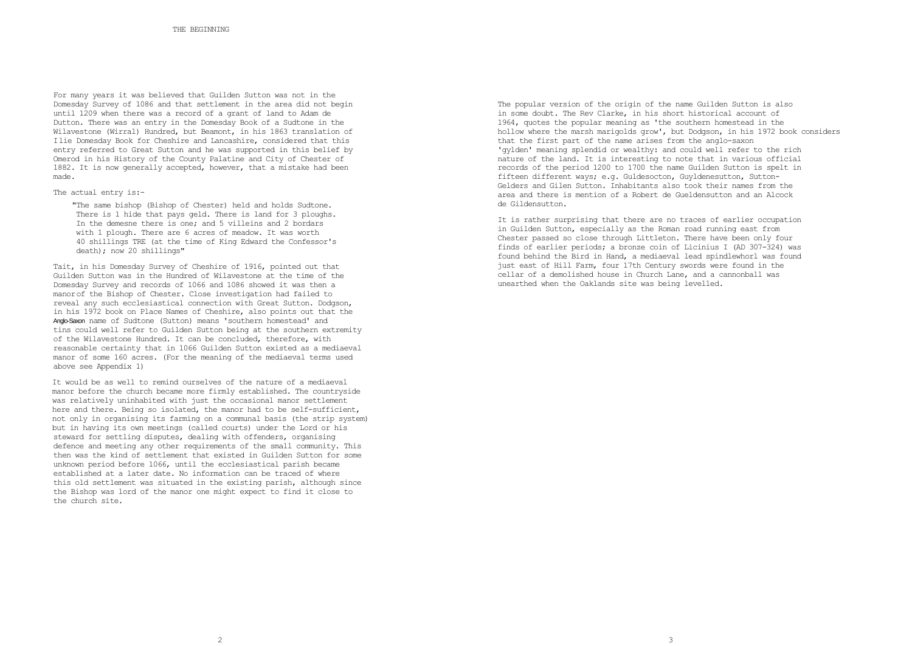# THE BEGINNING

For many years it was believed that Guilden Sutton was not in the Domesday Survey of 1086 and that settlement in the area did not begin until 1209 when there was a record of a grant of land to Adam de Dutton. There was an entry in the Domesday Book of a Sudtone in the Wilavestone (Wirral) Hundred, but Beamont, in his 1863 translation of Ilie Domesday Book for Cheshire and Lancashire, considered that this entry referred to Great Sutton and he was supported in this belief by Omerod in his History of the County Palatine and City of Chester of 1882. It is now generally accepted, however, that a mistake had been made.

The actual entry is:-

> "The same bishop (Bishop of Chester) held and holds Sudtone. There is 1 hide that pays geld. There is land for 3 ploughs. In the demesne there is one; and 5 villeins and 2 bordars with 1 plough. There are 6 acres of meadow. It was worth 40 shillings TRE (at the time of King Edward the Confessor's death); now 20 shillings"

Tait, in his Domesday Survey of Cheshire of 1916, pointed out that Guilden Sutton was in the Hundred of Wilavestone at the time of the Domesday Survey and records of 1066 and 1086 showed it was then a manorof the Bishop of Chester. Close investigation had failed to reveal any such ecclesiastical connection with Great Sutton. Dodgson, in his 1972 book on Place Names of Cheshire, also points out that the Anglo-Saxon name of Sudtone (Sutton) means 'southern homestead' and tins could well refer to Guilden Sutton being at the southern extremity of the Wilavestone Hundred. It can be concluded, therefore, with reasonable certainty that in 1066 Guilden Sutton existed as a mediaeval manor of some 160 acres. (For the meaning of the mediaeval terms used above see Appendix 1)

It would be as well to remind ourselves of the nature of a mediaeval manor before the church became more firmly established. The countryside was relatively uninhabited with just the occasional manor settlement here and there. Being so isolated, the manor had to be self-sufficient, not only in organising its farming on a communal basis (the strip system) but in having its own meetings (called courts) under the Lord or his steward for settling disputes, dealing with offenders, organising defence and meeting any other requirements of the small community. This then was the kind of settlement that existed in Guilden Sutton for some unknown period before 1066, until the ecclesiastical parish became established at a later date. No information can be traced of where this old settlement was situated in the existing parish, although since the Bishop was lord of the manor one might expect to find it close to the church site.

The popular version of the origin of the name Guilden Sutton is also in some doubt. The Rev Clarke, in his short historical account of 1964, quotes the popular meaning as 'the southern homestead in the hollow where the marsh marigolds grow', but Dodgson, in his 1972 book considers that the first part of the name arises from the anglo-saxon 'gylden' meaning splendid or wealthy: and could well refer to the rich nature of the land. It is interesting to note that in various official records of the period 1200 to 1700 the name Guilden Sutton is spelt in fifteen different ways; e.g. Guldesocton, Guyldenesutton, Sutton-Gelders and Gilen Sutton. Inhabitants also took their names from the area and there is mention of a Robert de Gueldensutton and an Alcock de Gildensutton.

It is rather surprising that there are no traces of earlier occupation in Guilden Sutton, especially as the Roman road running east from Chester passed so close through Littleton. There have been only four finds of earlier periods; a bronze coin of Licinius I (AD 307-324) was found behind the Bird in Hand, a mediaeval lead spindlewhorl was found just east of Hill Farm, four 17th Century swords were found in the cellar of a demolished house in Church Lane, and a cannonball was unearthed when the Oaklands site was being levelled.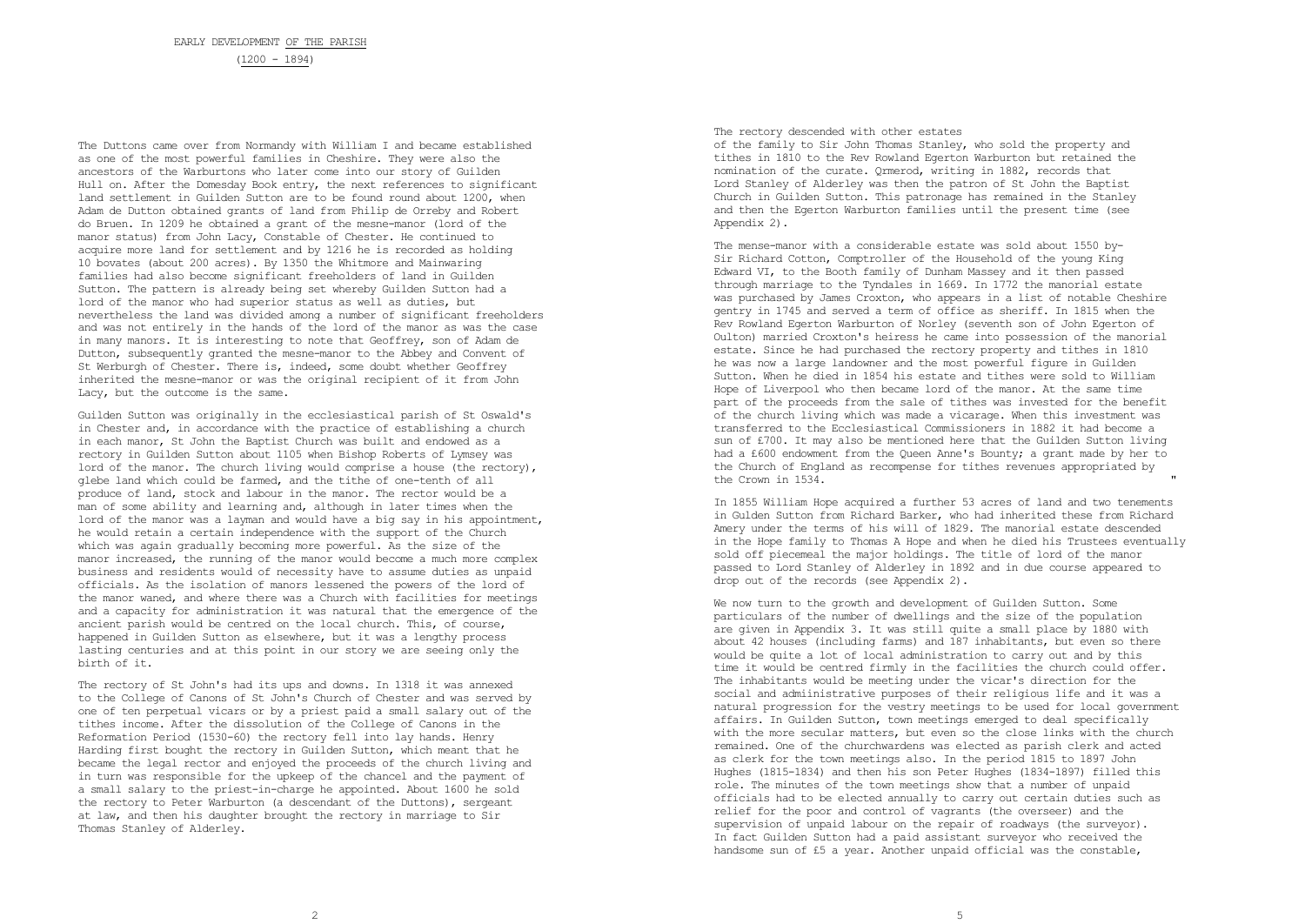## EARLY DEVELOPMENT OF THE PARISH

(1200 - 1894)

The Duttons came over from Normandy with William I and became established as one of the most powerful families in Cheshire. They were also the ancestors of the Warburtons who later come into our story of Guilden Hull on. After the Domesday Book entry, the next references to significant land settlement in Guilden Sutton are to be found round about 1200, when Adam de Dutton obtained grants of land from Philip de Orreby and Robert do Bruen. In 1209 he obtained a grant of the mesne-manor (lord of the manor status) from John Lacy, Constable of Chester. He continued to acquire more land for settlement and by 1216 he is recorded as holding 10 bovates (about 200 acres). By 1350 the Whitmore and Mainwaring families had also become significant freeholders of land in Guilden Sutton. The pattern is already being set whereby Guilden Sutton had a lord of the manor who had superior status as well as duties, but nevertheless the land was divided among a number of significant freeholders and was not entirely in the hands of the lord of the manor as was the case in many manors. It is interesting to note that Geoffrey, son of Adam de Dutton, subsequently granted the mesne-manor to the Abbey and Convent of St Werburgh of Chester. There is, indeed, some doubt whether Geoffrey inherited the mesne-manor or was the original recipient of it from John Lacy, but the outcome is the same.

Guilden Sutton was originally in the ecclesiastical parish of St Oswald's in Chester and, in accordance with the practice of establishing a church in each manor, St John the Baptist Church was built and endowed as a rectory in Guilden Sutton about 1105 when Bishop Roberts of Lymsey was lord of the manor. The church living would comprise a house (the rectory), glebe land which could be farmed, and the tithe of one-tenth of all produce of land, stock and labour in the manor. The rector would be a man of some ability and learning and, although in later times when the lord of the manor was a layman and would have a big say in his appointment, he would retain a certain independence with the support of the Church which was again gradually becoming more powerful. As the size of the manor increased, the running of the manor would become a much more complex business and residents would of necessity have to assume duties as unpaid officials. As the isolation of manors lessened the powers of the lord of the manor waned, and where there was a Church with facilities for meetings and a capacity for administration it was natural that the emergence of the ancient parish would be centred on the local church. This, of course, happened in Guilden Sutton as elsewhere, but it was a lengthy process lasting centuries and at this point in our story we are seeing only the birth of it.

The rectory of St John's had its ups and downs. In 1318 it was annexed to the College of Canons of St John's Church of Chester and was served by one of ten perpetual vicars or by a priest paid a small salary out of the tithes income. After the dissolution of the College of Canons in the Reformation Period (1530-60) the rectory fell into lay hands. Henry Harding first bought the rectory in Guilden Sutton, which meant that he became the legal rector and enjoyed the proceeds of the church living and in turn was responsible for the upkeep of the chancel and the payment of a small salary to the priest-in-charge he appointed. About 1600 he sold the rectory to Peter Warburton (a descendant of the Duttons), sergeant at law, and then his daughter brought the rectory in marriage to Sir Thomas Stanley of Alderley.

The rectory descended with other estates of the family to Sir John Thomas Stanley, who sold the property and tithes in 1810 to the Rev Rowland Egerton Warburton but retained the nomination of the curate. Qrmerod, writing in 1882, records that Lord Stanley of Alderley was then the patron of St John the Baptist Church in Guilden Sutton. This patronage has remained in the Stanley and then the Egerton Warburton families until the present time (see Appendix 2).

The mense-manor with a considerable estate was sold about 1550 by-Sir Richard Cotton, Comptroller of the Household of the young King Edward VI, to the Booth family of Dunham Massey and it then passed through marriage to the Tyndales in 1669. In 1772 the manorial estate was purchased by James Croxton, who appears in a list of notable Cheshire gentry in 1745 and served a term of office as sheriff. In 1815 when the Rev Rowland Egerton Warburton of Norley (seventh son of John Egerton of Oulton) married Croxton's heiress he came into possession of the manorial estate. Since he had purchased the rectory property and tithes in 1810 he was now a large landowner and the most powerful figure in Guilden Sutton. When he died in 1854 his estate and tithes were sold to William Hope of Liverpool who then became lord of the manor. At the same time part of the proceeds from the sale of tithes was invested for the benefit of the church living which was made a vicarage. When this investment was transferred to the Ecclesiastical Commissioners in 1882 it had become a sun of £700. It may also be mentioned here that the Guilden Sutton living had a £600 endowment from the Queen Anne's Bounty; a grant made by her to the Church of England as recompense for tithes revenues appropriated by the Crown in 1534.

In 1855 William Hope acquired a further 53 acres of land and two tenements in Gulden Sutton from Richard Barker, who had inherited these from Richard Amery under the terms of his will of 1829. The manorial estate descended in the Hope family to Thomas A Hope and when he died his Trustees eventually sold off piecemeal the major holdings. The title of lord of the manor passed to Lord Stanley of Alderley in 1892 and in due course appeared to drop out of the records (see Appendix 2).

We now turn to the growth and development of Guilden Sutton. Some particulars of the number of dwellings and the size of the population are given in Appendix 3. It was still quite a small place by 1880 with about 42 houses (including farms) and 187 inhabitants, but even so there would be quite a lot of local administration to carry out and by this time it would be centred firmly in the facilities the church could offer. The inhabitants would be meeting under the vicar's direction for the social and admiinistrative purposes of their religious life and it was a natural progression for the vestry meetings to be used for local government affairs. In Guilden Sutton, town meetings emerged to deal specifically with the more secular matters, but even so the close links with the church remained. One of the churchwardens was elected as parish clerk and acted as clerk for the town meetings also. In the period 1815 to 1897 John Hughes (1815-1834) and then his son Peter Hughes (1834-1897) filled this role. The minutes of the town meetings show that a number of unpaid officials had to be elected annually to carry out certain duties such as relief for the poor and control of vagrants (the overseer) and the supervision of unpaid labour on the repair of roadways (the surveyor). In fact Guilden Sutton had a paid assistant surveyor who received the handsome sun of £5 a year. Another unpaid official was the constable,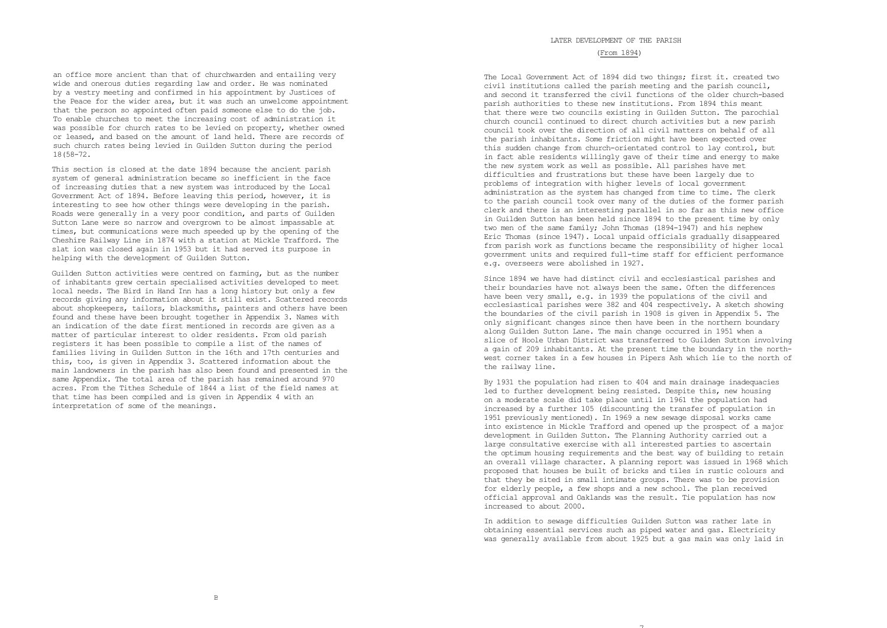an office more ancient than that of churchwarden and entailing very wide and onerous duties regarding law and order. He was nominated by a vestry meeting and confirmed in his appointment by Justices of the Peace for the wider area, but it was such an unwelcome appointment that the person so appointed often paid someone else to do the job. To enable churches to meet the increasing cost of administration it was possible for church rates to be levied on property, whether owned or leased, and based on the amount of land held. There are records of such church rates being levied in Guilden Sutton during the period 18(58-72.

This section is closed at the date 1894 because the ancient parish system of general administration became so inefficient in the face of increasing duties that a new system was introduced by the Local Government Act of 1894. Before leaving this period, however, it is interesting to see how other things were developing in the parish. Roads were generally in a very poor condition, and parts of Guilden Sutton Lane were so narrow and overgrown to be almost impassable at times, but communications were much speeded up by the opening of the Cheshire Railway Line in 1874 with a station at Mickle Trafford. The slat ion was closed again in 1953 but it had served its purpose in helping with the development of Guilden Sutton.

Guilden Sutton activities were centred on farming, but as the number of inhabitants grew certain specialised activities developed to meet local needs. The Bird in Hand Inn has a long history but only a few records giving any information about it still exist. Scattered records about shopkeepers, tailors, blacksmiths, painters and others have been found and these have been brought together in Appendix 3. Names with an indication of the date first mentioned in records are given as a matter of particular interest to older residents. From old parish registers it has been possible to compile a list of the names of families living in Guilden Sutton in the 16th and 17th centuries and this, too, is given in Appendix 3. Scattered information about the main landowners in the parish has also been found and presented in the same Appendix. The total area of the parish has remained around 970 acres. From the Tithes Schedule of 1844 a list of the field names at that time has been compiled and is given in Appendix 4 with an interpretation of some of the meanings.

## LATER DEVELOPMENT OF THE PARISH

(From 1894)

The Local Government Act of 1894 did two things; first it. created two civil institutions called the parish meeting and the parish council, and second it transferred the civil functions of the older church-based parish authorities to these new institutions. From 1894 this meant that there were two councils existing in Guilden Sutton. The parochial church council continued to direct church activities but a new parish council took over the direction of all civil matters on behalf of all the parish inhabitants. Some friction might have been expected over this sudden change from church-orientated control to lay control, but in fact able residents willingly gave of their time and energy to make the new system work as well as possible. All parishes have met difficulties and frustrations but these have been largely due to problems of integration with higher levels of local government administration as the system has changed from time to time. The clerk to the parish council took over many of the duties of the former parish clerk and there is an interesting parallel in so far as this new office in Guilden Sutton has been held since 1894 to the present time by only two men of the same family; John Thomas (1894-1947) and his nephew Eric Thomas (since 1947). Local unpaid officials gradually disappeared from parish work as functions became the responsibility of higher local government units and required full-time staff for efficient performance e.g. overseers were abolished in 1927.

Since 1894 we have had distinct civil and ecclesiastical parishes and their boundaries have not always been the same. Often the differences have been very small, e.g. in 1939 the populations of the civil and ecclesiastical parishes were 382 and 404 respectively. A sketch showing the boundaries of the civil parish in 1908 is given in Appendix 5. The only significant changes since then have been in the northern boundary along Guilden Sutton Lane. The main change occurred in 1951 when a slice of Hoole Urban District was transferred to Guilden Sutton involving a gain of 209 inhabitants. At the present time the boundary in the north-west corner takes in a few houses in Pipers Ash which lie to the north of the railway line.

By 1931 the population had risen to 404 and main drainage inadequacies led to further development being resisted. Despite this, new housing on a moderate scale did take place until in 1961 the population had increased by a further 105 (discounting the transfer of population in 1951 previously mentioned). In 1969 a new sewage disposal works came into existence in Mickle Trafford and opened up the prospect of a major development in Guilden Sutton. The Planning Authority carried out a large consultative exercise with all interested parties to ascertain the optimum housing requirements and the best way of building to retain an overall village character. A planning report was issued in 1968 which proposed that houses be built of bricks and tiles in rustic colours and that they be sited in small intimate groups. There was to be provision for elderly people, a few shops and a new school. The plan received official approval and Oaklands was the result. Tie population has now increased to about 2000.

In addition to sewage difficulties Guilden Sutton was rather late in obtaining essential services such as piped water and gas. Electricity was generally available from about 1925 but a gas main was only laid in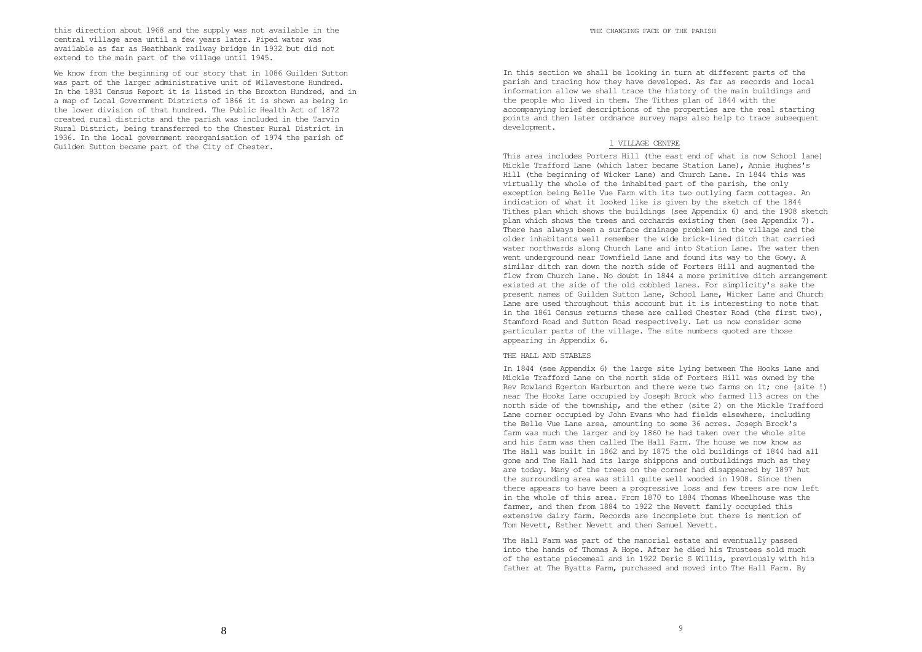this direction about 1968 and the supply was not available in the central village area until a few years later. Piped water was available as far as Heathbank railway bridge in 1932 but did not extend to the main part of the village until 1945.

We know from the beginning of our story that in 1086 Guilden Sutton was part of the larger administrative unit of Wilavestone Hundred. In the 1831 Census Report it is listed in the Broxton Hundred, and in a map of Local Government Districts of 1866 it is shown as being in the lower division of that hundred. The Public Health Act of 1872 created rural districts and the parish was included in the Tarvin Rural District, being transferred to the Chester Rural District in 1936. In the local government reorganisation of 1974 the parish of Guilden Sutton became part of the City of Chester.

# THE CHANGING FACE OF THE PARISH

In this section we shall be looking in turn at different parts of the parish and tracing how they have developed. As far as records and local information allow we shall trace the history of the main buildings and the people who lived in them. The Tithes plan of 1844 with the accompanying brief descriptions of the properties are the real starting points and then later ordnance survey maps also help to trace subsequent development.

## 1 VILLAGE CENTRE

This area includes Porters Hill (the east end of what is now School lane) Mickle Trafford Lane (which later became Station Lane), Annie Hughes's Hill (the beginning of Wicker Lane) and Church Lane. In 1844 this was virtually the whole of the inhabited part of the parish, the only exception being Belle Vue Farm with its two outlying farm cottages. An indication of what it looked like is given by the sketch of the 1844 Tithes plan which shows the buildings (see Appendix 6) and the 1908 sketch plan which shows the trees and orchards existing then (see Appendix 7). There has always been a surface drainage problem in the village and the older inhabitants well remember the wide brick-lined ditch that carried water northwards along Church Lane and into Station Lane. The water then went underground near Townfield Lane and found its way to the Gowy. A similar ditch ran down the north side of Porters Hill and augmented the flow from Church lane. No doubt in 1844 a more primitive ditch arrangement existed at the side of the old cobbled lanes. For simplicity's sake the present names of Guilden Sutton Lane, School Lane, Wicker Lane and Church Lane are used throughout this account but it is interesting to note that in the 1861 Census returns these are called Chester Road (the first two), Stamford Road and Sutton Road respectively. Let us now consider some particular parts of the village. The site numbers quoted are those appearing in Appendix 6.

### THE HALL AND STABLES

In 1844 (see Appendix 6) the large site lying between The Hooks Lane and Mickle Trafford Lane on the north side of Porters Hill was owned by the Rev Rowland Egerton Warburton and there were two farms on it; one (site !) near The Hooks Lane occupied by Joseph Brock who farmed 113 acres on the north side of the township, and the ether (site 2) on the Mickle Trafford Lane corner occupied by John Evans who had fields elsewhere, including the Belle Vue Lane area, amounting to some 36 acres. Joseph Brock's farm was much the larger and by 1860 he had taken over the whole site and his farm was then called The Hall Farm. The house we now know as The Hall was built in 1862 and by 1875 the old buildings of 1844 had all gone and The Hall had its large shippons and outbuildings much as they are today. Many of the trees on the corner had disappeared by 1897 hut the surrounding area was still quite well wooded in 1908. Since then there appears to have been a progressive loss and few trees are now left in the whole of this area. From 1870 to 1884 Thomas Wheelhouse was the farmer, and then from 1884 to 1922 the Nevett family occupied this extensive dairy farm. Records are incomplete but there is mention of Tom Nevett, Esther Nevett and then Samuel Nevett.

The Hall Farm was part of the manorial estate and eventually passed into the hands of Thomas A Hope. After he died his Trustees sold much of the estate piecemeal and in 1922 Deric S Willis, previously with his father at The Byatts Farm, purchased and moved into The Hall Farm. By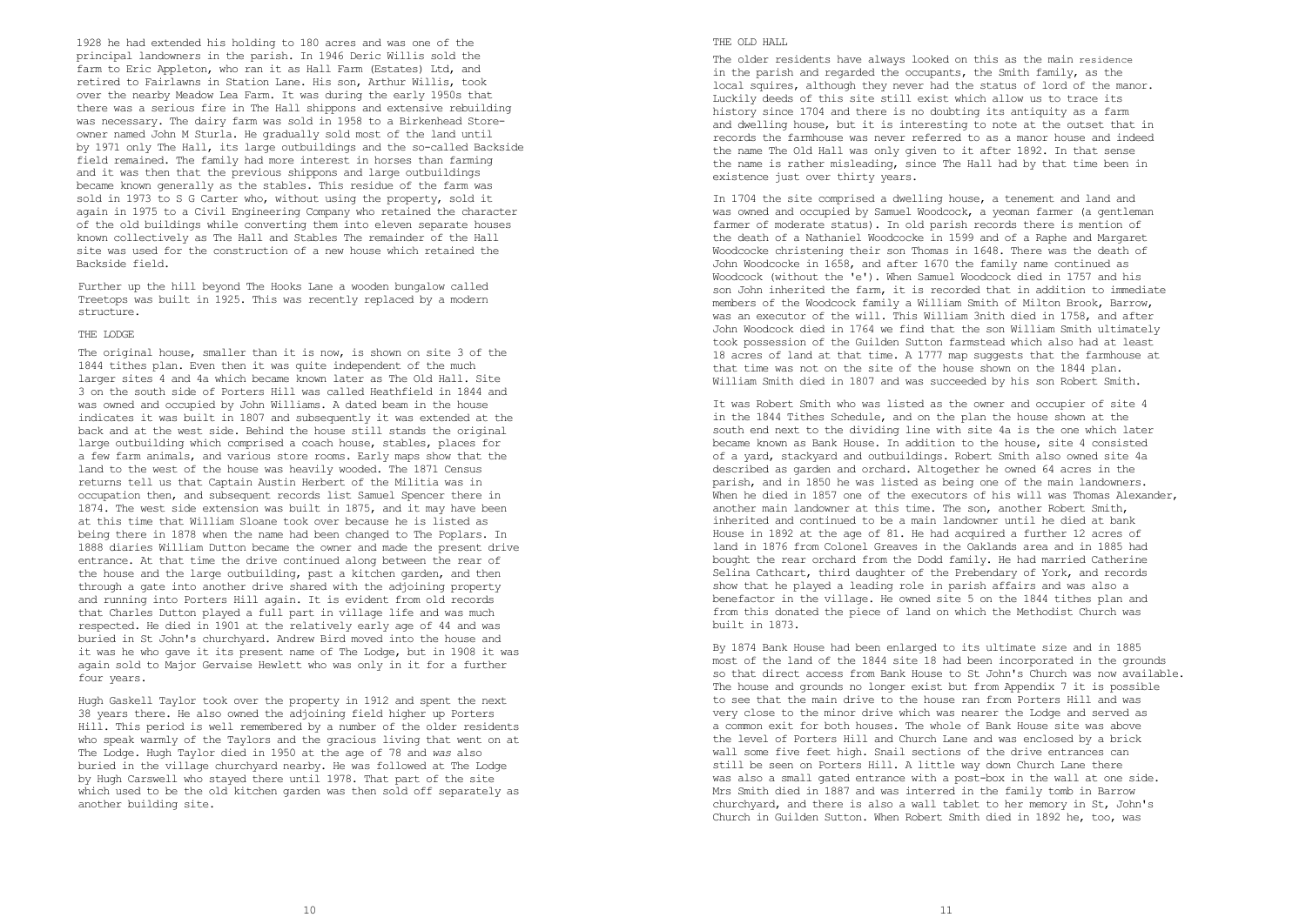1928 he had extended his holding to 180 acres and was one of the principal landowners in the parish. In 1946 Deric Willis sold the farm to Eric Appleton, who ran it as Hall Farm (Estates) Ltd, and retired to Fairlawns in Station Lane. His son, Arthur Willis, took over the nearby Meadow Lea Farm. It was during the early 1950s that there was a serious fire in The Hall shippons and extensive rebuilding was necessary. The dairy farm was sold in 1958 to a Birkenhead Store-owner named John M Sturla. He gradually sold most of the land until by 1971 only The Hall, its large outbuildings and the so-called Backside field remained. The family had more interest in horses than farming and it was then that the previous shippons and large outbuildings became known generally as the stables. This residue of the farm was sold in 1973 to S G Carter who, without using the property, sold it again in 1975 to a Civil Engineering Company who retained the character of the old buildings while converting them into eleven separate houses known collectively as The Hall and Stables The remainder of the Hall site was used for the construction of a new house which retained the Backside field.

Further up the hill beyond The Hooks Lane a wooden bungalow called Treetops was built in 1925. This was recently replaced by a modern structure.

## THE LODGE

The original house, smaller than it is now, is shown on site 3 of the 1844 tithes plan. Even then it was quite independent of the much larger sites 4 and 4a which became known later as The Old Hall. Site 3 on the south side of Porters Hill was called Heathfield in 1844 and was owned and occupied by John Williams. A dated beam in the house indicates it was built in 1807 and subsequently it was extended at the back and at the west side. Behind the house still stands the original large outbuilding which comprised a coach house, stables, places for a few farm animals, and various store rooms. Early maps show that the land to the west of the house was heavily wooded. The 1871 Census returns tell us that Captain Austin Herbert of the Militia was in occupation then, and subsequent records list Samuel Spencer there in 1874. The west side extension was built in 1875, and it may have been at this time that William Sloane took over because he is listed as being there in 1878 when the name had been changed to The Poplars. In 1888 diaries William Dutton became the owner and made the present drive entrance. At that time the drive continued along between the rear of the house and the large outbuilding, past a kitchen garden, and then through a gate into another drive shared with the adjoining property and running into Porters Hill again. It is evident from old records that Charles Dutton played a full part in village life and was much respected. He died in 1901 at the relatively early age of 44 and was buried in St John's churchyard. Andrew Bird moved into the house and it was he who gave it its present name of The Lodge, but in 1908 it was again sold to Major Gervaise Hewlett who was only in it for a further four years.

Hugh Gaskell Taylor took over the property in 1912 and spent the next 38 years there. He also owned the adjoining field higher up Porters Hill. This period is well remembered by a number of the older residents who speak warmly of the Taylors and the gracious living that went on at The Lodge. Hugh Taylor died in 1950 at the age of 78 and *was* also buried in the village churchyard nearby. He was followed at The Lodge by Hugh Carswell who stayed there until 1978. That part of the site which used to be the old kitchen garden was then sold off separately as another building site.

## THE OLD HALL

The older residents have always looked on this as the main residence in the parish and regarded the occupants, the Smith family, as the local squires, although they never had the status of lord of the manor. Luckily deeds of this site still exist which allow us to trace its history since 1704 and there is no doubting its antiquity as a farm and dwelling house, but it is interesting to note at the outset that in records the farmhouse was never referred to as a manor house and indeed the name The Old Hall was only given to it after 1892. In that sense the name is rather misleading, since The Hall had by that time been in existence just over thirty years.

In 1704 the site comprised a dwelling house, a tenement and land and was owned and occupied by Samuel Woodcock, a yeoman farmer (a gentleman farmer of moderate status). In old parish records there is mention of the death of a Nathaniel Woodcocke in 1599 and of a Raphe and Margaret Woodcocke christening their son Thomas in 1648. There was the death of John Woodcocke in 1658, and after 1670 the family name continued as Woodcock (without the 'e'). When Samuel Woodcock died in 1757 and his son John inherited the farm, it is recorded that in addition to immediate members of the Woodcock family a William Smith of Milton Brook, Barrow, was an executor of the will. This William 3nith died in 1758, and after John Woodcock died in 1764 we find that the son William Smith ultimately took possession of the Guilden Sutton farmstead which also had at least 18 acres of land at that time. A 1777 map suggests that the farmhouse at that time was not on the site of the house shown on the 1844 plan. William Smith died in 1807 and was succeeded by his son Robert Smith.

It was Robert Smith who was listed as the owner and occupier of site 4 in the 1844 Tithes Schedule, and on the plan the house shown at the south end next to the dividing line with site 4a is the one which later became known as Bank House. In addition to the house, site 4 consisted of a yard, stackyard and outbuildings. Robert Smith also owned site 4a described as garden and orchard. Altogether he owned 64 acres in the parish, and in 1850 he was listed as being one of the main landowners. When he died in 1857 one of the executors of his will was Thomas Alexander, another main landowner at this time. The son, another Robert Smith, inherited and continued to be a main landowner until he died at bank House in 1892 at the age of 81. He had acquired a further 12 acres of land in 1876 from Colonel Greaves in the Oaklands area and in 1885 had bought the rear orchard from the Dodd family. He had married Catherine Selina Cathcart, third daughter of the Prebendary of York, and records show that he played a leading role in parish affairs and was also a benefactor in the village. He owned site 5 on the 1844 tithes plan and from this donated the piece of land on which the Methodist Church was built in 1873.

By 1874 Bank House had been enlarged to its ultimate size and in 1885 most of the land of the 1844 site 18 had been incorporated in the grounds so that direct access from Bank House to St John's Church was now available. The house and grounds no longer exist but from Appendix 7 it is possible to see that the main drive to the house ran from Porters Hill and was very close to the minor drive which was nearer the Lodge and served as a common exit for both houses. The whole of Bank House site was above the level of Porters Hill and Church Lane and was enclosed by a brick wall some five feet high. Snail sections of the drive entrances can still be seen on Porters Hill. A little way down Church Lane there was also a small gated entrance with a post-box in the wall at one side. Mrs Smith died in 1887 and was interred in the family tomb in Barrow churchyard, and there is also a wall tablet to her memory in St, John's Church in Guilden Sutton. When Robert Smith died in 1892 he, too, was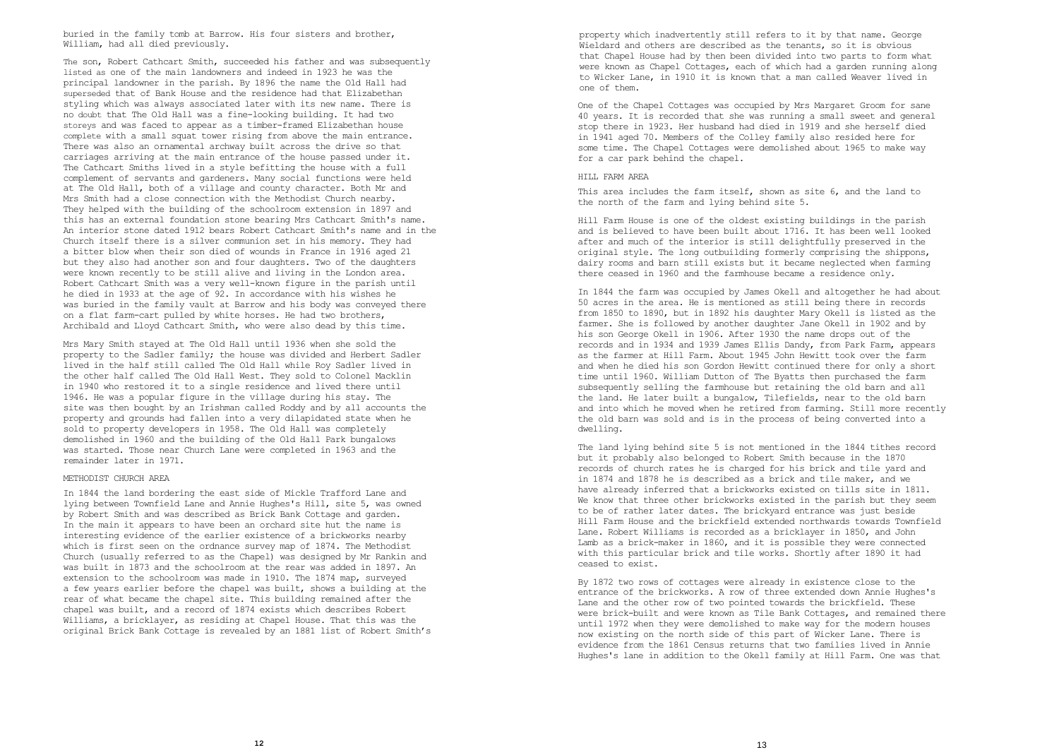buried in the family tomb at Barrow. His four sisters and brother, William, had all died previously.

The son, Robert Cathcart Smith, succeeded his father and was subsequently listed as one of the main landowners and indeed in 1923 he was the principal landowner in the parish. By 1896 the name the Old Hall had superseded that of Bank House and the residence had that Elizabethan styling which was always associated later with its new name. There is no doubt that The Old Hall was a fine-looking building. It had two storeys and was faced to appear as a timber-framed Elizabethan house complete with a small squat tower rising from above the main entrance. There was also an ornamental archway built across the drive so that carriages arriving at the main entrance of the house passed under it. The Cathcart Smiths lived in a style befitting the house with a full complement of servants and gardeners. Many social functions were held at The Old Hall, both of a village and county character. Both Mr and Mrs Smith had a close connection with the Methodist Church nearby. They helped with the building of the schoolroom extension in 1897 and this has an external foundation stone bearing Mrs Cathcart Smith's name. An interior stone dated 1912 bears Robert Cathcart Smith's name and in the Church itself there is a silver communion set in his memory. They had a bitter blow when their son died of wounds in France in 1916 aged 21 but they also had another son and four daughters. Two of the daughters were known recently to be still alive and living in the London area. Robert Cathcart Smith was a very well-known figure in the parish until he died in 1933 at the age of 92. In accordance with his wishes he was buried in the family vault at Barrow and his body was conveyed there on a flat farm-cart pulled by white horses. He had two brothers, Archibald and Lloyd Cathcart Smith, who were also dead by this time.

Mrs Mary Smith stayed at The Old Hall until 1936 when she sold the property to the Sadler family; the house was divided and Herbert Sadler lived in the half still called The Old Hall while Roy Sadler lived in the other half called The Old Hall West. They sold to Colonel Macklin in 1940 who restored it to a single residence and lived there until 1946. He was a popular figure in the village during his stay. The site was then bought by an Irishman called Roddy and by all accounts the property and grounds had fallen into a very dilapidated state when he sold to property developers in 1958. The Old Hall was completely demolished in 1960 and the building of the Old Hall Park bungalows was started. Those near Church Lane were completed in 1963 and the remainder later in 1971.

## METHODIST CHURCH AREA

In 1844 the land bordering the east side of Mickle Trafford Lane and lying between Townfield Lane and Annie Hughes's Hill, site 5, was owned by Robert Smith and was described as Brick Bank Cottage and garden. In the main it appears to have been an orchard site hut the name is interesting evidence of the earlier existence of a brickworks nearby which is first seen on the ordnance survey map of 1874. The Methodist Church (usually referred to as the Chapel) was designed by Mr Rankin and was built in 1873 and the schoolroom at the rear was added in 1897. An extension to the schoolroom was made in 1910. The 1874 map, surveyed a few years earlier before the chapel was built, shows a building at the rear of what became the chapel site. This building remained after the chapel was built, and a record of 1874 exists which describes Robert Williams, a bricklayer, as residing at Chapel House. That this was the original Brick Bank Cottage is revealed by an 1881 list of Robert Smith's property which inadvertently still refers to it by that name. George Wieldard and others are described as the tenants, so it is obvious that Chapel House had by then been divided into two parts to form what were known as Chapel Cottages, each of which had a garden running along to Wicker Lane, in 1910 it is known that a man called Weaver lived in one of them.

One of the Chapel Cottages was occupied by Mrs Margaret Groom for sane 40 years. It is recorded that she was running a small sweet and general stop there in 1923. Her husband had died in 1919 and she herself died in 1941 aged 70. Members of the Colley family also resided here for some time. The Chapel Cottages were demolished about 1965 to make way for a car park behind the chapel.

## HILL FARM AREA

This area includes the farm itself, shown as site 6, and the land to the north of the farm and lying behind site 5.

Hill Farm House is one of the oldest existing buildings in the parish and is believed to have been built about 1716. It has been well looked after and much of the interior is still delightfully preserved in the original style. The long outbuilding formerly comprising the shippons, dairy rooms and barn still exists but it became neglected when farming there ceased in 1960 and the farmhouse became a residence only.

In 1844 the farm was occupied by James Okell and altogether he had about 50 acres in the area. He is mentioned as still being there in records from 1850 to 1890, but in 1892 his daughter Mary Okell is listed as the farmer. She is followed by another daughter Jane Okell in 1902 and by his son George Okell in 1906. After 1930 the name drops out of the records and in 1934 and 1939 James Ellis Dandy, from Park Farm, appears as the farmer at Hill Farm. About 1945 John Hewitt took over the farm and when he died his son Gordon Hewitt continued there for only a short time until 1960. William Dutton of The Byatts then purchased the farm subsequently selling the farmhouse but retaining the old barn and all the land. He later built a bungalow, Tilefields, near to the old barn and into which he moved when he retired from farming. Still more recently the old barn was sold and is in the process of being converted into a dwelling.

The land lying behind site 5 is not mentioned in the 1844 tithes record but it probably also belonged to Robert Smith because in the 1870 records of church rates he is charged for his brick and tile yard and in 1874 and 1878 he is described as a brick and tile maker, and we have already inferred that a brickworks existed on tills site in 1811. We know that three other brickworks existed in the parish but they seem to be of rather later dates. The brickyard entrance was just beside Hill Farm House and the brickfield extended northwards towards Townfield Lane. Robert Williams is recorded as a bricklayer in 1850, and John Lamb as a brick-maker in 1860, and it is possible they were connected with this particular brick and tile works. Shortly after 1890 it had ceased to exist.

By 1872 two rows of cottages were already in existence close to the entrance of the brickworks. A row of three extended down Annie Hughes's Lane and the other row of two pointed towards the brickfield. These were brick-built and were known as Tile Bank Cottages, and remained there until 1972 when they were demolished to make way for the modern houses now existing on the north side of this part of Wicker Lane. There is evidence from the 1861 Census returns that two families lived in Annie Hughes's lane in addition to the Okell family at Hill Farm. One was that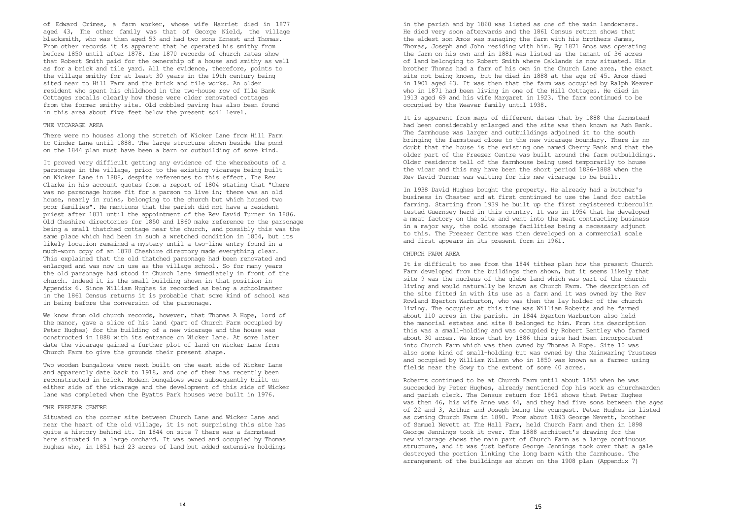of Edward Crimes, a farm worker, whose wife Harriet died in 1877 aged 43, The other family was that of George Nield, the village blacksmith, who was then aged 53 and had two sons Ernest and Thomas. From other records it is apparent that he operated his smithy from before 1850 until after 1878. The 1870 records of church rates show that Robert Smith paid for the ownership of a house and smithy as well as for a brick and tile yard. All the evidence, therefore, points to the village smithy for at least 30 years in the 19th century being sited near to Hill Farm and the brick and tile works. An older resident who spent his childhood in the two-house row of Tile Bank Cottages recalls clearly how these were older renovated cottages from the former smithy site. Old cobbled paving has also been found in this area about five feet below the present soil level.

## THE VICARAGE AREA

There were no houses along the stretch of Wicker Lane from Hill Farm to Cinder Lane until 1888. The large structure shown beside the pond on the 1844 plan must have been a barn or outbuilding of some kind.

It proved very difficult getting any evidence of the whereabouts of a parsonage in the village, prior to the existing vicarage being built on Wicker Lane in 1888, despite references to this effect. The Rev Clarke in his account quotes from a report of 1804 stating that "there was no parsonage house fit for a parson to live in; there was an old house, nearly in ruins, belonging to the church but which housed two poor families". He mentions that the parish did not have a resident priest after 1831 until the appointment of the Rev David Turner in 1886. Old Cheshire directories for 1850 and 1860 make reference to the parsonage being a small thatched cottage near the church, and possibly this was the same place which had been in such a wretched condition in 1804, but its likely location remained a mystery until a two-line entry found in a much-worn copy of an 1878 Cheshire directory made everything clear. This explained that the old thatched parsonage had been renovated and enlarged and was now in use as the village school. So for many years the old parsonage had stood in Church Lane immediately in front of the church. Indeed it is the small building shown in that position in Appendix 6. Since William Hughes is recorded as being a schoolmaster in the 1861 Census returns it is probable that some kind of school was in being before the conversion of the parsonage.

We know from old church records, however, that Thomas A Hope, lord of the manor, gave a slice of his land (part of Church Farm occupied by Peter Hughes) for the building of a new vicarage and the house was constructed in 1888 with its entrance on Wicker Lane. At some later date the vicarage gained a further plot of land on Wicker Lane from Church Farm to give the grounds their present shape.

Two wooden bungalows were next built on the east side of Wicker Lane and apparently date back to 1918, and one of them has recently been reconstructed in brick. Modern bungalows were subsequently built on either side of the vicarage and the development of this side of Wicker lane was completed when the Byatts Park houses were built in 1976.

## THE FREEZER CENTRE

Situated on the corner site between Church Lane and Wicker Lane and near the heart of the old village, it is not surprising this site has quite a history behind it. In 1844 on site 7 there was a farmstead here situated in a large orchard. It was owned and occupied by Thomas Hughes who, in 1851 had 23 acres of land but added extensive holdings in the parish and by 1860 was listed as one of the main landowners. He died very soon afterwards and the 1861 Census return shows that the eldest son Amos was managing the farm with his brothers James, Thomas, Joseph and John residing with him. By 1871 Amos was operating the farm on his own and in 1881 was listed as the tenant of 36 acres of land belonging to Robert Smith where Oaklands is now situated. His brother Thomas had a farm of his own in the Church Lane area, the exact site not being known, but he died in 1888 at the age of 45. Amos died in 1901 aged 63. It was then that the farm was occupied by Ralph Weaver who in 1871 had been living in one of the Hill Cottages. He died in 1913 aged 69 and his wife Margaret in 1923. The farm continued to be occupied by the Weaver family until 1938.

It is apparent from maps of different dates that by 1888 the farmstead had been considerably enlarged and the site was then known as Ash Bank. The farmhouse was larger and outbuildings adjoined it to the south bringing the farmstead close to the new vicarage boundary. There is no doubt that the house is the existing one named Cherry Bank and that the older part of the Freezer Centre was built around the farm outbuildings. Older residents tell of the farmhouse being used temporarily to house the vicar and this may have been the short period 1886-1888 when the Rev David Turner was waiting for his new vicarage to be built.

In 1938 David Hughes bought the property. He already had a butcher's business in Chester and at first continued to use the land for cattle farming. Starting from 1939 he built up the first registered tuberculin tested Guernsey herd in this country. It was in 1954 that he developed a meat factory on the site and went into the meat contracting business in a major way, the cold storage facilities being a necessary adjunct to this. The Freezer Centre was then developed on a commercial scale and first appears in its present form in 1961.

## CHURCH FARM AREA

It is difficult to see from the 1844 tithes plan how the present Church Farm developed from the buildings then shown, but it seems likely that site 9 was the nucleus of the glebe land which was part of the church living and would naturally be known as Church Farm. The description of the site fitted in with its use as a farm and it was owned by the Rev Rowland Egerton Warburton, who was then the lay holder of the church living. The occupier at this time was William Roberts and he farmed about 110 acres in the parish. In 1844 Egerton Warburton also held the manorial estates and site 8 belonged to him. From its description this was a small-holding and was occupied by Robert Bentley who farmed about 30 acres. We know that by 1886 this site had been incorporated into Church Farm which was then owned by Thomas A Hope. Site 10 was also some kind of small-holding but was owned by the Mainwaring Trustees and occupied by William Wilson who in 1850 was known as a farmer using fields near the Gowy to the extent of some 40 acres.

Roberts continued to be at Church Farm until about 1855 when he was succeeded by Peter Hughes, already mentioned fop his work as churchwarden and parish clerk. The Census return for 1861 shows that Peter Hughes was then 46, his wife Anne was 44, and they had five sons between the ages of 22 and 3, Arthur and Joseph being the youngest. Peter Hughes is listed as owning Church Farm in 1890. From about 1893 George Nevett, brother of Samuel Nevett at The Hall Farm, held Church Farm and then in 1898 George Jennings took it over. The 1888 architect's drawing for the new vicarage shows the main part of Church Farm as a large continuous structure, and it was just before George Jennings took over that a gale destroyed the portion linking the long barn with the farmhouse. The arrangement of the buildings as shown on the 1908 plan (Appendix 7)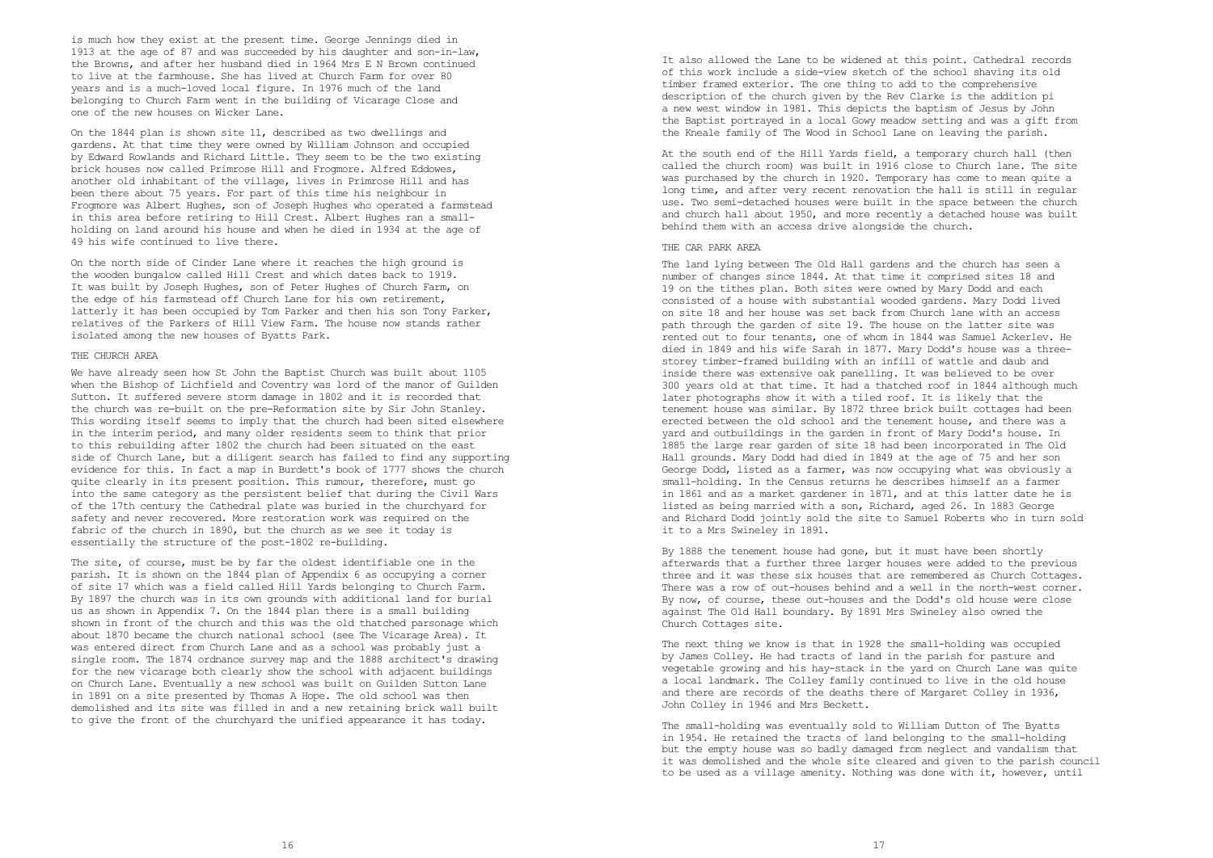is much how they exist at the present time. George Jennings died in 1913 at the age of 87 and was succeeded by his daughter and son-in-law, the Browns, and after her husband died in 1964 Mrs E N Brown continued to live at the farmhouse. She has lived at Church Farm for over 80 years and is a much-loved local figure. In 1976 much of the land belonging to Church Farm went in the building of Vicarage Close and one of the new houses on Wicker Lane.

On the 1844 plan is shown site 11, described as two dwellings and gardens. At that time they were owned by William Johnson and occupied by Edward Rowlands and Richard Little. They seem to be the two existing brick houses now called Primrose Hill and Frogmore. Alfred Eddowes, another old inhabitant of the village, lives in Primrose Hill and has been there about 75 years. For part of this time his neighbour in Frogmore was Albert Hughes, son of Joseph Hughes who operated a farmstead in this area before retiring to Hill Crest. Albert Hughes ran a small-holding on land around his house and when he died in 1934 at the age of 49 his wife continued to live there.

On the north side of Cinder Lane where it reaches the high ground is the wooden bungalow called Hill Crest and which dates back to 1919. It was built by Joseph Hughes, son of Peter Hughes of Church Farm, on the edge of his farmstead off Church Lane for his own retirement, latterly it has been occupied by Tom Parker and then his son Tony Parker, relatives of the Parkers of Hill View Farm. The house now stands rather isolated among the new houses of Byatts Park.

## THE CHURCH AREA

We have already seen how St John the Baptist Church was built about 1105 when the Bishop of Lichfield and Coventry was lord of the manor of Guilden Sutton. It suffered severe storm damage in 1802 and it is recorded that the church was re-built on the pre-Reformation site by Sir John Stanley. This wording itself seems to imply that the church had been sited elsewhere in the interim period, and many older residents seem to think that prior to this rebuilding after 1802 the church had been situated on the east side of Church Lane, but a diligent search has failed to find any supporting evidence for this. In fact a map in Burdett's book of 1777 shows the church quite clearly in its present position. This rumour, therefore, must go into the same category as the persistent belief that during the Civil Wars of the 17th century the Cathedral plate was buried in the churchyard for safety and never recovered. More restoration work was required on the fabric of the church in 1890, but the church as we see it today is essentially the structure of the post-1802 re-building.

The site, of course, must be by far the oldest identifiable one in the parish. It is shown on the 1844 plan of Appendix 6 as occupying a corner of site 17 which was a field called Hill Yards belonging to Church Farm. By 1897 the church was in its own grounds with additional land for burial us as shown in Appendix 7. On the 1844 plan there is a small building shown in front of the church and this was the old thatched parsonage which about 1870 became the church national school (see The Vicarage Area). It was entered direct from Church Lane and as a school was probably just a single room. The 1874 ordnance survey map and the 1888 architect's drawing for the new vicarage both clearly show the school with adjacent buildings on Church Lane. Eventually a new school was built on Guilden Sutton Lane in 1891 on a site presented by Thomas A Hope. The old school was then demolished and its site was filled in and a new retaining brick wall built to give the front of the churchyard the unified appearance it has today.

It also allowed the Lane to be widened at this point. Cathedral records of this work include a side-view sketch of the school shaving its old timber framed exterior. The one thing to add to the comprehensive description of the church given by the Rev Clarke is the addition pi a new west window in 1981. This depicts the baptism of Jesus by John the Baptist portrayed in a local Gowy meadow setting and was a gift from the Kneale family of The Wood in School Lane on leaving the parish.

At the south end of the Hill Yards field, a temporary church hall (then called the church room) was built in 1916 close to Church lane. The site was purchased by the church in 1920. Temporary has come to mean quite a long time, and after very recent renovation the hall is still in regular use. Two semi-detached houses were built in the space between the church and church hall about 1950, and more recently a detached house was built behind them with an access drive alongside the church.

## THE CAR PARK AREA

The land lying between The Old Hall gardens and the church has seen a number of changes since 1844. At that time it comprised sites 18 and 19 on the tithes plan. Both sites were owned by Mary Dodd and each consisted of a house with substantial wooded gardens. Mary Dodd lived on site 18 and her house was set back from Church lane with an access path through the garden of site 19. The house on the latter site was rented out to four tenants, one of whom in 1844 was Samuel Ackerlev. He died in 1849 and his wife Sarah in 1877. Mary Dodd's house was a three-storey timber-framed building with an infill of wattle and daub and inside there was extensive oak panelling. It was believed to be over 300 years old at that time. It had a thatched roof in 1844 although much later photographs show it with a tiled roof. It is likely that the tenement house was similar. By 1872 three brick built cottages had been erected between the old school and the tenement house, and there was a yard and outbuildings in the garden in front of Mary Dodd's house. In 1885 the large rear garden of site 18 had been incorporated in The Old Hall grounds. Mary Dodd had died in 1849 at the age of 75 and her son George Dodd, listed as a farmer, was now occupying what was obviously a small-holding. In the Census returns he describes himself as a farmer in 1861 and as a market gardener in 1871, and at this latter date he is listed as being married with a son, Richard, aged 26. In 1883 George and Richard Dodd jointly sold the site to Samuel Roberts who in turn sold it to a Mrs Swineley in 1891.

By 1888 the tenement house had gone, but it must have been shortly afterwards that a further three larger houses were added to the previous three and it was these six houses that are remembered as Church Cottages. There was a row of out-houses behind and a well in the north-west corner. By now, of course, these out-houses and the Dodd's old house were close against The Old Hall boundary. By 1891 Mrs Swineley also owned the Church Cottages site.

The next thing we know is that in 1928 the small-holding was occupied by James Colley. He had tracts of land in the parish for pasture and vegetable growing and his hay-stack in the yard on Church Lane was quite a local landmark. The Colley family continued to live in the old house and there are records of the deaths there of Margaret Colley in 1936, John Colley in 1946 and Mrs Beckett.

The small-holding was eventually sold to William Dutton of The Byatts in 1954. He retained the tracts of land belonging to the small-holding but the empty house was so badly damaged from neglect and vandalism that it was demolished and the whole site cleared and given to the parish council to be used as a village amenity. Nothing was done with it, however, until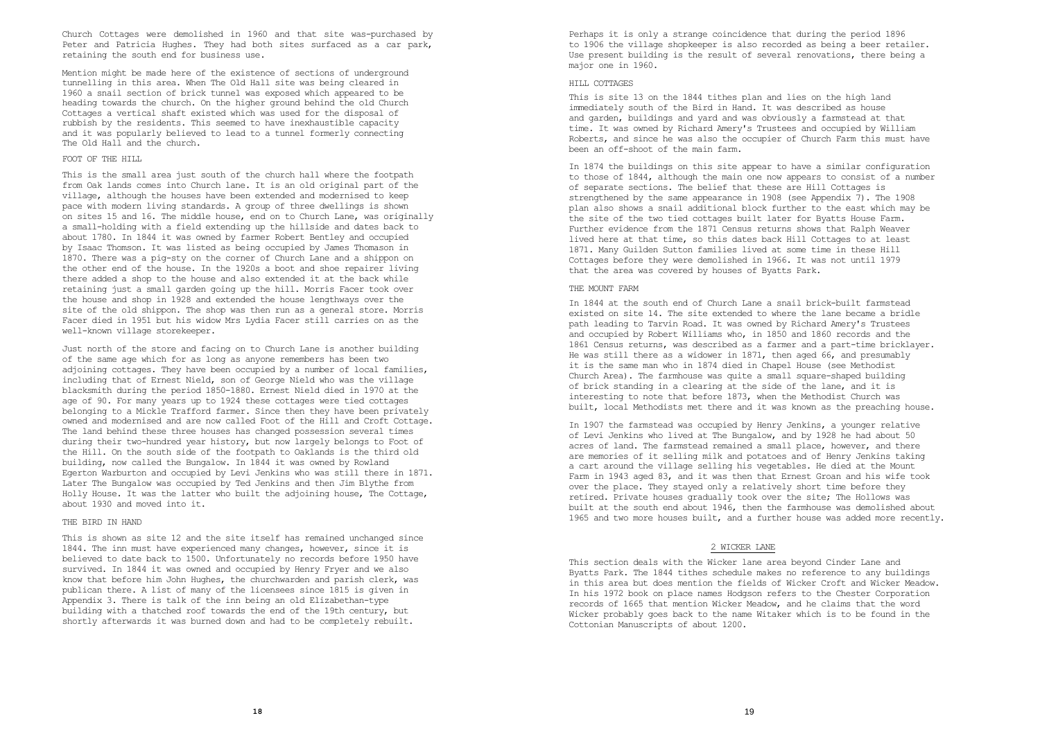Church Cottages were demolished in 1960 and that site was-purchased by Peter and Patricia Hughes. They had both sites surfaced as a car park, retaining the south end for business use.

Mention might be made here of the existence of sections of underground tunnelling in this area. When The Old Hall site was being cleared in 1960 a snail section of brick tunnel was exposed which appeared to be heading towards the church. On the higher ground behind the old Church Cottages a vertical shaft existed which was used for the disposal of rubbish by the residents. This seemed to have inexhaustible capacity and it was popularly believed to lead to a tunnel formerly connecting The Old Hall and the church.

### FOOT OF THE HILL

This is the small area just south of the church hall where the footpath from Oak lands comes into Church lane. It is an old original part of the village, although the houses have been extended and modernised to keep pace with modern living standards. A group of three dwellings is shown on sites 15 and 16. The middle house, end on to Church Lane, was originally a small-holding with a field extending up the hillside and dates back to about 1780. In 1844 it was owned by farmer Robert Bentley and occupied by Isaac Thomson. It was listed as being occupied by James Thomason in 1870. There was a pig-sty on the corner of Church Lane and a shippon on the other end of the house. In the 1920s a boot and shoe repairer living there added a shop to the house and also extended it at the back while retaining just a small garden going up the hill. Morris Facer took over the house and shop in 1928 and extended the house lengthways over the site of the old shippon. The shop was then run as a general store. Morris Facer died in 1951 but his widow Mrs Lydia Facer still carries on as the well-known village storekeeper.

Just north of the store and facing on to Church Lane is another building of the same age which for as long as anyone remembers has been two adjoining cottages. They have been occupied by a number of local families, including that of Ernest Nield, son of George Nield who was the village blacksmith during the period 1850-1880. Ernest Nield died in 1970 at the age of 90. For many years up to 1924 these cottages were tied cottages belonging to a Mickle Trafford farmer. Since then they have been privately owned and modernised and are now called Foot of the Hill and Croft Cottage. The land behind these three houses has changed possession several times during their two-hundred year history, but now largely belongs to Foot of the Hill. On the south side of the footpath to Oaklands is the third old building, now called the Bungalow. In 1844 it was owned by Rowland Egerton Warburton and occupied by Levi Jenkins who was still there in 1871. Later The Bungalow was occupied by Ted Jenkins and then Jim Blythe from Holly House. It was the latter who built the adjoining house, The Cottage, about 1930 and moved into it.

### THE BIRD IN HAND

This is shown as site 12 and the site itself has remained unchanged since 1844. The inn must have experienced many changes, however, since it is believed to date back to 1500. Unfortunately no records before 1950 have survived. In 1844 it was owned and occupied by Henry Fryer and we also know that before him John Hughes, the churchwarden and parish clerk, was publican there. A list of many of the licensees since 1815 is given in Appendix 3. There is talk of the inn being an old Elizabethan-type building with a thatched roof towards the end of the 19th century, but shortly afterwards it was burned down and had to be completely rebuilt.

Perhaps it is only a strange coincidence that during the period 1896 to 1906 the village shopkeeper is also recorded as being a beer retailer. Use present building is the result of several renovations, there being a major one in 1960.

### HILL COTTAGES

This is site 13 on the 1844 tithes plan and lies on the high land immediately south of the Bird in Hand. It was described as house and garden, buildings and yard and was obviously a farmstead at that time. It was owned by Richard Amery's Trustees and occupied by William Roberts, and since he was also the occupier of Church Farm this must have been an off-shoot of the main farm.

In 1874 the buildings on this site appear to have a similar configuration to those of 1844, although the main one now appears to consist of a number of separate sections. The belief that these are Hill Cottages is strengthened by the same appearance in 1908 (see Appendix 7). The 1908 plan also shows a snail additional block further to the east which may be the site of the two tied cottages built later for Byatts House Farm. Further evidence from the 1871 Census returns shows that Ralph Weaver lived here at that time, so this dates back Hill Cottages to at least 1871. Many Guilden Sutton families lived at some time in these Hill Cottages before they were demolished in 1966. It was not until 1979 that the area was covered by houses of Byatts Park.

### THE MOUNT FARM

In 1844 at the south end of Church Lane a snail brick-built farmstead existed on site 14. The site extended to where the lane became a bridle path leading to Tarvin Road. It was owned by Richard Amery's Trustees and occupied by Robert Williams who, in 1850 and 1860 records and the 1861 Census returns, was described as a farmer and a part-time bricklayer. He was still there as a widower in 1871, then aged 66, and presumably it is the same man who in 1874 died in Chapel House (see Methodist Church Area). The farmhouse was quite a small square-shaped building of brick standing in a clearing at the side of the lane, and it is interesting to note that before 1873, when the Methodist Church was built, local Methodists met there and it was known as the preaching house.

In 1907 the farmstead was occupied by Henry Jenkins, a younger relative of Levi Jenkins who lived at The Bungalow, and by 1928 he had about 50 acres of land. The farmstead remained a small place, however, and there are memories of it selling milk and potatoes and of Henry Jenkins taking a cart around the village selling his vegetables. He died at the Mount Farm in 1943 aged 83, and it was then that Ernest Groan and his wife took over the place. They stayed only a relatively short time before they retired. Private houses gradually took over the site; The Hollows was built at the south end about 1946, then the farmhouse was demolished about 1965 and two more houses built, and a further house was added more recently.

## 2 WICKER LANE

This section deals with the Wicker lane area beyond Cinder Lane and Byatts Park. The 1844 tithes schedule makes no reference to any buildings in this area but does mention the fields of Wicker Croft and Wicker Meadow. In his 1972 book on place names Hodgson refers to the Chester Corporation records of 1665 that mention Wicker Meadow, and he claims that the word Wicker probably goes back to the name Witaker which is to be found in the Cottonian Manuscripts of about 1200.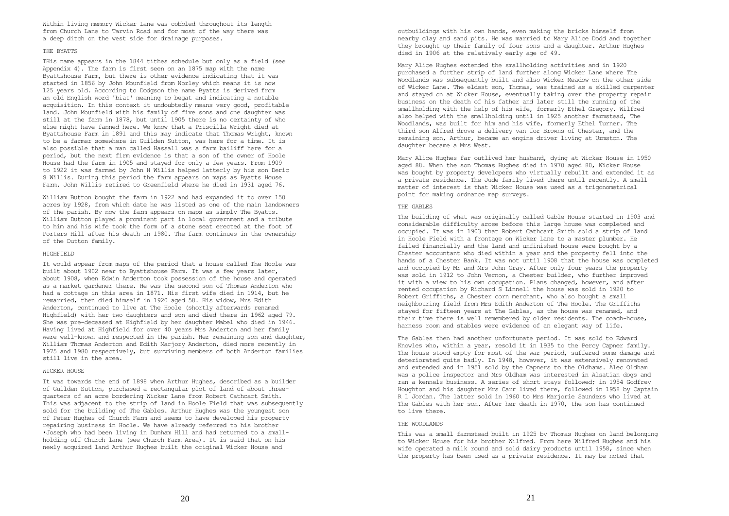Within living memory Wicker Lane was cobbled throughout its length from Church Lane to Tarvin Road and for most of the way there was a deep ditch on the west side for drainage purposes.

## THE BYATTS

THis name appears in the 1844 tithes schedule but only as a field (see Appendix 4). The farm is first seen on an 1875 map with the name Byattshouse Farm, but there is other evidence indicating that it was started in 1856 by John Mounfield from Norley which means it is now 125 years old. According to Dodgson the name Byatts is derived from an old English word 'biat' meaning to begat and indicating a notable acquisition. In this context it undoubtedly means very good, profitable land. John Mounfield with his family of five sons and one daughter was still at the farm in 1878, but until 1905 there is no certainty of who else might have fanned here. We know that a Priscilla Wright died at Byattshouse Farm in 1891 and this may indicate that Thomas Wright, known to be a farmer somewhere in Guilden Sutton, was here for a time. It is also possible that a man called Hassall was a farm bailiff here for a period, but the next firm evidence is that a son of the owner of Hoole House had the farm in 1905 and stayed for only a few years. From 1909 to 1922 it was farmed by John H Willis helped latterly by his son Deric S Willis. During this period the farm appears on maps as Byatts House Farm. John Willis retired to Greenfield where he died in 1931 aged 76.

William Button bought the farm in 1922 and had expanded it to over 150 acres by 1928, from which date he was listed as one of the main landowners of the parish. By now the farm appears on maps as simply The Byatts. William Dutton played a prominent part in local government and a tribute to him and his wife took the form of a stone seat erected at the foot of Porters Hill after his death in 1980. The farm continues in the ownership of the Dutton family.

## HIGHFIELD

It would appear from maps of the period that a house called The Hoole was built about 1902 near to Byattshouse Farm. It was a few years later, about 1908, when Edwin Anderton took possession of the house and operated as a market gardener there. He was the second son of Thomas Anderton who had a cottage in this area in 1871. His first wife died in 1914, but he remarried, then died himself in 1920 aged 58. His widow, Mrs Edith Anderton, continued to live at The Hoole (shortly afterwards renamed Highfield) with her two daughters and son and died there in 1962 aged 79. She was pre-deceased at Highfield by her daughter Mabel who died in 1946. Having lived at Highfield for over 40 years Mrs Anderton and her family were well-known and respected in the parish. Her remaining son and daughter, William Thcmas Anderton and Edith Marjory Anderton, died more recently in 1975 and 1980 respectively, but surviving members of both Anderton families still live in the area.

## WICKER HOUSE

It was towards the end of 1898 when Arthur Hughes, described as a builder of Guilden Sutton, purchased a rectangular plot of land of about three-quarters of an acre bordering Wicker Lane from Robert Cathcart Smith. This was adjacent to the strip of land in Hoole Field that was subsequently sold for the building of The Gables. Arthur Hughes was the youngest son of Peter Hughes of Church Farm and seems to have developed his property repairing business in Hoole. We have already referred to his brother •Joseph who had been living in Dunham Hill and had returned to a smallholding off Church lane (see Church Farm Area). It is said that on his newly acquired land Arthur Hughes built the original Wicker House and outbuildings with his own hands, even making the bricks himself from nearby clay and sand pits. He was married to Mary Alice Dodd and together they brought up their family of four sons and a daughter. Arthur Hughes died in 1906 at the relatively early age of 49.

Mary Alice Hughes extended the smallholding activities and in 1920 purchased a further strip of land further along Wicker Lane where The Woodlands was subsequently built and also Wicker Meadow on the other side of Wicker Lane. The eldest son, Thcmas, was trained as a skilled carpenter and stayed on at Wicker House, eventually taking over the property repair business on the death of his father and later still the running of the smallholding with the help of his wife, formerly Ethel Gregory. Wilfred also helped with the smallholding until in 1925 another farmstead, The Woodlands, was built for him and his wife, formerly Ethel Turner. The third son Alfred drove a delivery van for Browns of Chester, and the remaining son, Arthur, became an engine driver living at Urmston. The daughter became a Mrs West.

Mary Alice Hughes far outlived her husband, dying at Wicker House in 1950 aged 88. When the son Thomas Hughes died in 1970 aged 80, Wicker House was bought by property developers who virtually rebuilt and extended it as a private residence. The Jude family lived there until recently. A small matter of interest is that Wicker House was used as a trigonometrical point for making ordnance map surveys.

## THE GABLES

The building of what was originally called Gable House started in 1903 and considerable difficulty arose before this large house was completed and occupied. It was in 1903 that Robert Cathcart Smith sold a strip of land in Hoole Field with a frontage on Wicker Lane to a master plumber. He failed financially and the land and unfinished house were bought by a Chester accountant who died within a year and the property fell into the hands of a Chester Bank. It was not until 1908 that the house was completed and occupied by Mr and Mrs John Gray. After only four years the property was sold in 1912 to John Vernon, a Chester builder, who further improved it with a view to his own occupation. Plans changed, however, and after rented occupation by Richard S Linnell the house was sold in 1920 to Robert Griffiths, a Chester corn merchant, who also bought a small neighbouring field from Mrs Edith Anderton of The Hoole. The Griffiths stayed for fifteen years at The Gables, as the house was renamed, and their time there is well remembered by older residents. The coach-house, harness room and stables were evidence of an elegant way of life.

The Gables then had another unfortunate period. It was sold to Edward Knowles who, within a year, resold it in 1935 to the Percy Capner family. The house stood empty for most of the war period, suffered some damage and deteriorated quite badly. In 1948, however, it was extensively renovated and extended and in 1951 sold by the Capners to the Oldhams. Alec Oldham was a police inspector and Mrs Oldham was interested in Alsatian dogs and ran a kennels business. A series of short stays followed; in 1954 Godfrey Houghton and his daughter Mrs Carr lived there, followed in 1958 by Captain R L Jordan. The latter sold in 1960 to Mrs Marjorie Saunders who lived at The Gables with her son. After her death in 1970, the son has continued to live there.

## THE WOODLANDS

This was a small farmstead built in 1925 by Thomas Hughes on land belonging to Wicker House for his brother Wilfred. From here Wilfred Hughes and his wife operated a milk round and sold dairy products until 1958, since when the property has been used as a private residence. It may be noted that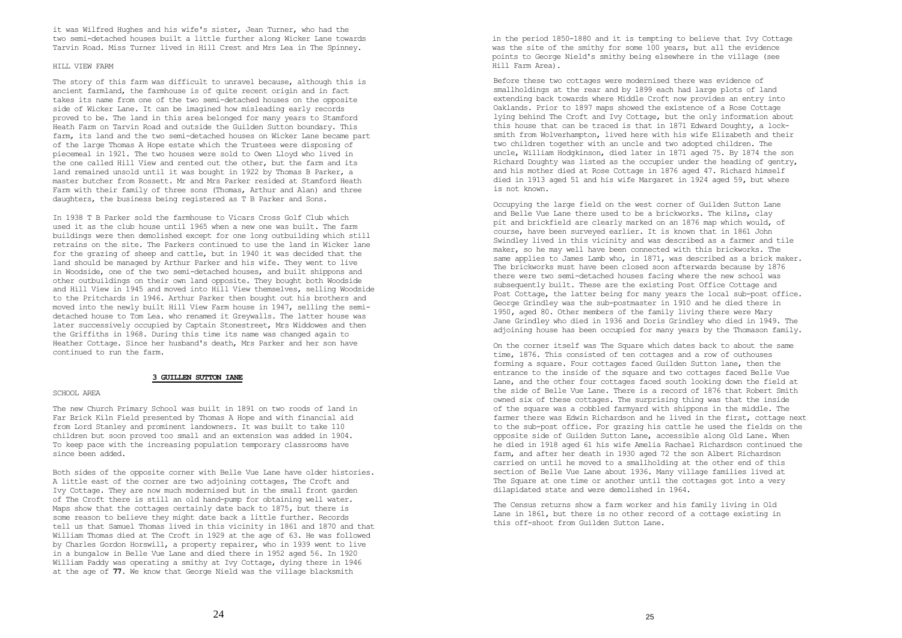it was Wilfred Hughes and his wife's sister, Jean Turner, who had the two semi-detached houses built a little further along Wicker Lane towards Tarvin Road. Miss Turner lived in Hill Crest and Mrs Lea in The Spinney.

### HILL VIEW FARM

The story of this farm was difficult to unravel because, although this is ancient farmland, the farmhouse is of quite recent origin and in fact takes its name from one of the two semi-detached houses on the opposite side of Wicker Lane. It can be imagined how misleading early records proved to be. The land in this area belonged for many years to Stamford Heath Farm on Tarvin Road and outside the Guilden Sutton boundary. This farm, its land and the two semi-detached houses on Wicker Lane became part of the large Thomas A Hope estate which the Trustees were disposing of piecemeal in 1921. The two houses were sold to Owen Lloyd who lived in the one called Hill View and rented out the other, but the farm and its land remained unsold until it was bought in 1922 by Thomas B Parker, a master butcher from Rossett. Mr and Mrs Parker resided at Stamford Heath Farm with their family of three sons (Thomas, Arthur and Alan) and three daughters, the business being registered as T B Parker and Sons.

In 1938 T B Parker sold the farmhouse to Vicars Cross Golf Club which used it as the club house until 1965 when a new one was built. The farm buildings were then demolished except for one long outbuilding which still retrains on the site. The Parkers continued to use the land in Wicker lane for the grazing of sheep and cattle, but in 1940 it was decided that the land should be managed by Arthur Parker and his wife. They went to live in Woodside, one of the two semi-detached houses, and built shippons and other outbuildings on their own land opposite. They bought both Woodside and Hill View in 1945 and moved into Hill View themselves, selling Woodside to the Pritchards in 1946. Arthur Parker then bought out his brothers and moved into the newly built Hill View Farm house in 1947, selling the semi-detached house to Tom Lea. who renamed it Greywalls. The latter house was later successively occupied by Captain Stonestreet, Mrs Widdowes and then the Griffiths in 1968. During this time its name was changed again to Heather Cottage. Since her husband's death, Mrs Parker and her son have continued to run the farm.

## 3 GUILLEN SUTTON IANE

### SCHOOL AREA

The new Church Primary School was built in 1891 on two roods of land in Far Brick Kiln Field presented by Thomas A Hope and with financial aid from Lord Stanley and prominent landowners. It was built to take 110 children but soon proved too small and an extension was added in 1904. To keep pace with the increasing population temporary classrooms have since been added.

Both sides of the opposite corner with Belle Vue Lane have older histories. A little east of the corner are two adjoining cottages, The Croft and Ivy Cottage. They are now much modernised but in the small front garden of The Croft there is still an old hand-pump for obtaining well water. Maps show that the cottages certainly date back to 1875, but there is some reason to believe they might date back a little further. Records tell us that Samuel Thomas lived in this vicinity in 1861 and 1870 and that William Thomas died at The Croft in 1929 at the age of 63. He was followed by Charles Gordon Horswill, a property repairer, who in 1939 went to live in a bungalow in Belle Vue Lane and died there in 1952 aged 56. In 1920 William Paddy was operating a smithy at Ivy Cottage, dying there in 1946 at the age of **77**. We know that George Nield was the village blacksmith in the period 1850-1880 and it is tempting to believe that Ivy Cottage was the site of the smithy for some 100 years, but all the evidence points to George Nield's smithy being elsewhere in the village (see Hill Farm Area).

Before these two cottages were modernised there was evidence of smallholdings at the rear and by 1899 each had large plots of land extending back towards where Middle Croft now provides an entry into Oaklands. Prior to 1897 maps showed the existence of a Rose Cottage lying behind The Croft and Ivy Cottage, but the only information about this house that can be traced is that in 1871 Edward Doughty, a locksmith from Wolverhampton, lived here with his wife Elizabeth and their two children together with an uncle and two adopted children. The uncle, William Hodgkinson, died later in 1871 aged 75. By 1874 the son Richard Doughty was listed as the occupier under the heading of gentry, and his mother died at Rose Cottage in 1876 aged 47. Richard himself died in 1913 aged 51 and his wife Margaret in 1924 aged 59, but where is not known.

Occupying the large field on the west corner of Guilden Sutton Lane and Belle Vue Lane there used to be a brickworks. The kilns, clay pit and brickfield are clearly marked on an 1876 map which would, of course, have been surveyed earlier. It is known that in 1861 John Swindley lived in this vicinity and was described as a farmer and tile maker, so he may well have been connected with this brickworks. The same applies to James Lamb who, in 1871, was described as a brick maker. The brickworks must have been closed soon afterwards because by 1876 there were two semi-detached houses facing where the new school was subsequently built. These are the existing Post Office Cottage and Post Cottage, the latter being for many years the local sub-post office. George Grindley was the sub-postmaster in 1910 and he died there in 1950, aged 80. Other members of the family living there were Mary Jane Grindley who died in 1936 and Doris Grindley who died in 1949. The adjoining house has been occupied for many years by the Thomason family.

On the corner itself was The Square which dates back to about the same time, 1876. This consisted of ten cottages and a row of outhouses forming a square. Four cottages faced Guilden Sutton lane, then the entrance to the inside of the square and two cottages faced Belle Vue Lane, and the other four cottages faced south looking down the field at the side of Belle Vue Lane. There is a record of 1876 that Robert Smith owned six of these cottages. The surprising thing was that the inside of the square was a cobbled farmyard with shippons in the middle. The farmer there was Edwin Richardson and he lived in the first, cottage next to the sub-post office. For grazing his cattle he used the fields on the opposite side of Guilden Sutton Lane, accessible along Old Lane. When he died in 1918 aged 61 his wife Amelia Rachael Richardson continued the farm, and after her death in 1930 aged 72 the son Albert Richardson carried on until he moved to a smallholding at the other end of this section of Belle Vue Lane about 1936. Many village families lived at The Square at one time or another until the cottages got into a very dilapidated state and were demolished in 1964.

The Census returns show a farm worker and his family living in Old Lane in 1861, but there is no other record of a cottage existing in this off-shoot from Guilden Sutton Lane.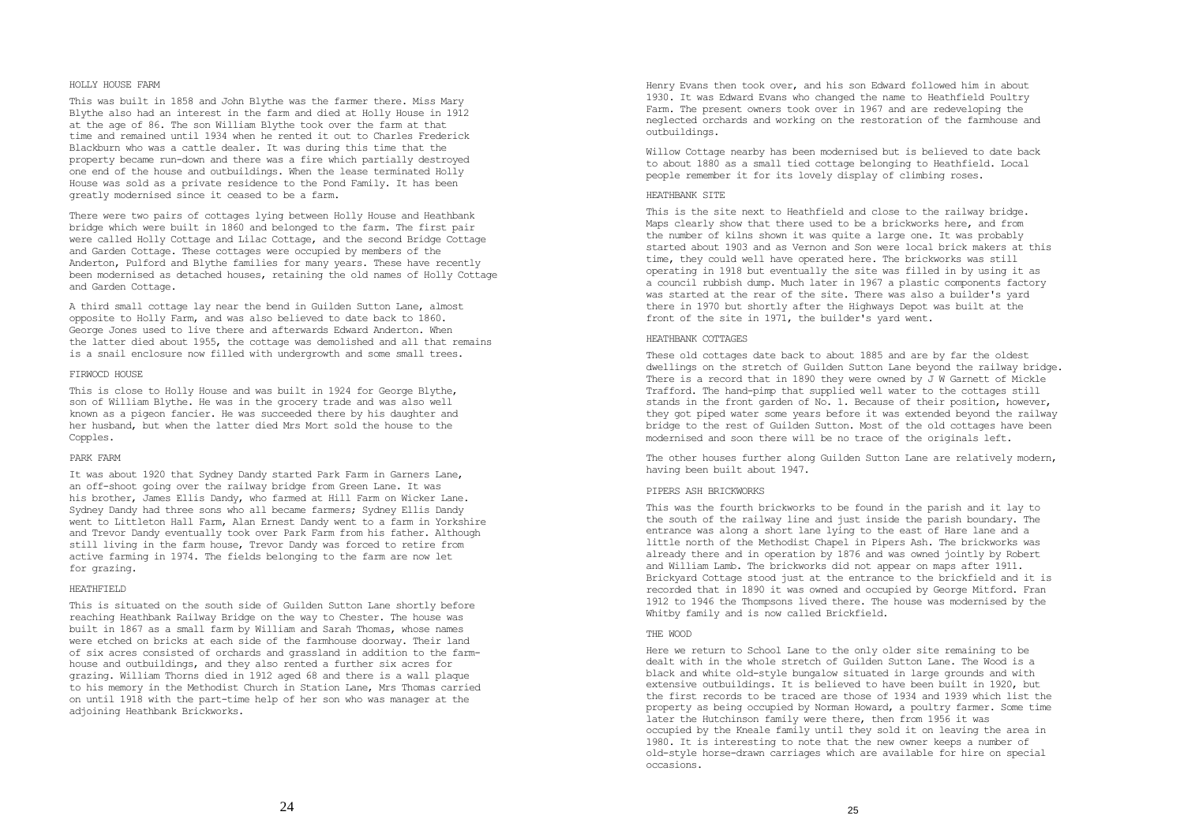## HOLLY HOUSE FARM

This was built in 1858 and John Blythe was the farmer there. Miss Mary Blythe also had an interest in the farm and died at Holly House in 1912 at the age of 86. The son William Blythe took over the farm at that time and remained until 1934 when he rented it out to Charles Frederick Blackburn who was a cattle dealer. It was during this time that the property became run-down and there was a fire which partially destroyed one end of the house and outbuildings. When the lease terminated Holly House was sold as a private residence to the Pond Family. It has been greatly modernised since it ceased to be a farm.

There were two pairs of cottages lying between Holly House and Heathbank bridge which were built in 1860 and belonged to the farm. The first pair were called Holly Cottage and Lilac Cottage, and the second Bridge Cottage and Garden Cottage. These cottages were occupied by members of the Anderton, Pulford and Blythe families for many years. These have recently been modernised as detached houses, retaining the old names of Holly Cottage and Garden Cottage.

A third small cottage lay near the bend in Guilden Sutton Lane, almost opposite to Holly Farm, and was also believed to date back to 1860. George Jones used to live there and afterwards Edward Anderton. When the latter died about 1955, the cottage was demolished and all that remains is a snail enclosure now filled with undergrowth and some small trees.

## FIRWOCD HOUSE

This is close to Holly House and was built in 1924 for George Blythe, son of William Blythe. He was in the grocery trade and was also well known as a pigeon fancier. He was succeeded there by his daughter and her husband, but when the latter died Mrs Mort sold the house to the Copples.

## PARK FARM

It was about 1920 that Sydney Dandy started Park Farm in Garners Lane, an off-shoot going over the railway bridge from Green Lane. It was his brother, James Ellis Dandy, who farmed at Hill Farm on Wicker Lane. Sydney Dandy had three sons who all became farmers; Sydney Ellis Dandy went to Littleton Hall Farm, Alan Ernest Dandy went to a farm in Yorkshire and Trevor Dandy eventually took over Park Farm from his father. Although still living in the farm house, Trevor Dandy was forced to retire from active farming in 1974. The fields belonging to the farm are now let for grazing.

## HEATHFIELD

This is situated on the south side of Guilden Sutton Lane shortly before reaching Heathbank Railway Bridge on the way to Chester. The house was built in 1867 as a small farm by William and Sarah Thomas, whose names were etched on bricks at each side of the farmhouse doorway. Their land of six acres consisted of orchards and grassland in addition to the farm-house and outbuildings, and they also rented a further six acres for grazing. William Thorns died in 1912 aged 68 and there is a wall plaque to his memory in the Methodist Church in Station Lane, Mrs Thomas carried on until 1918 with the part-time help of her son who was manager at the adjoining Heathbank Brickworks.

Henry Evans then took over, and his son Edward followed him in about 1930. It was Edward Evans who changed the name to Heathfield Poultry Farm. The present owners took over in 1967 and are redeveloping the neglected orchards and working on the restoration of the farmhouse and outbuildings.

Willow Cottage nearby has been modernised but is believed to date back to about 1880 as a small tied cottage belonging to Heathfield. Local people remember it for its lovely display of climbing roses.

## HEATHBANK SITE

This is the site next to Heathfield and close to the railway bridge. Maps clearly show that there used to be a brickworks here, and from the number of kilns shown it was quite a large one. It was probably started about 1903 and as Vernon and Son were local brick makers at this time, they could well have operated here. The brickworks was still operating in 1918 but eventually the site was filled in by using it as a council rubbish dump. Much later in 1967 a plastic components factory was started at the rear of the site. There was also a builder's yard there in 1970 but shortly after the Highways Depot was built at the front of the site in 1971, the builder's yard went.

## HEATHBANK COTTAGES

These old cottages date back to about 1885 and are by far the oldest dwellings on the stretch of Guilden Sutton Lane beyond the railway bridge. There is a record that in 1890 they were owned by J W Garnett of Mickle Trafford. The hand-pimp that supplied well water to the cottages still stands in the front garden of No. 1. Because of their position, however, they got piped water some years before it was extended beyond the railway bridge to the rest of Guilden Sutton. Most of the old cottages have been modernised and soon there will be no trace of the originals left.

The other houses further along Guilden Sutton Lane are relatively modern, having been built about 1947.

## PIPERS ASH BRICKWORKS

This was the fourth brickworks to be found in the parish and it lay to the south of the railway line and just inside the parish boundary. The entrance was along a short lane lying to the east of Hare lane and a little north of the Methodist Chapel in Pipers Ash. The brickworks was already there and in operation by 1876 and was owned jointly by Robert and William Lamb. The brickworks did not appear on maps after 1911. Brickyard Cottage stood just at the entrance to the brickfield and it is recorded that in 1890 it was owned and occupied by George Mitford. Fran 1912 to 1946 the Thompsons lived there. The house was modernised by the Whitby family and is now called Brickfield.

## THE WOOD

Here we return to School Lane to the only older site remaining to be dealt with in the whole stretch of Guilden Sutton Lane. The Wood is a black and white old-style bungalow situated in large grounds and with extensive outbuildings. It is believed to have been built in 1920, but the first records to be traced are those of 1934 and 1939 which list the property as being occupied by Norman Howard, a poultry farmer. Some time later the Hutchinson family were there, then from 1956 it was occupied by the Kneale family until they sold it on leaving the area in 1980. It is interesting to note that the new owner keeps a number of old-style horse-drawn carriages which are available for hire on special occasions.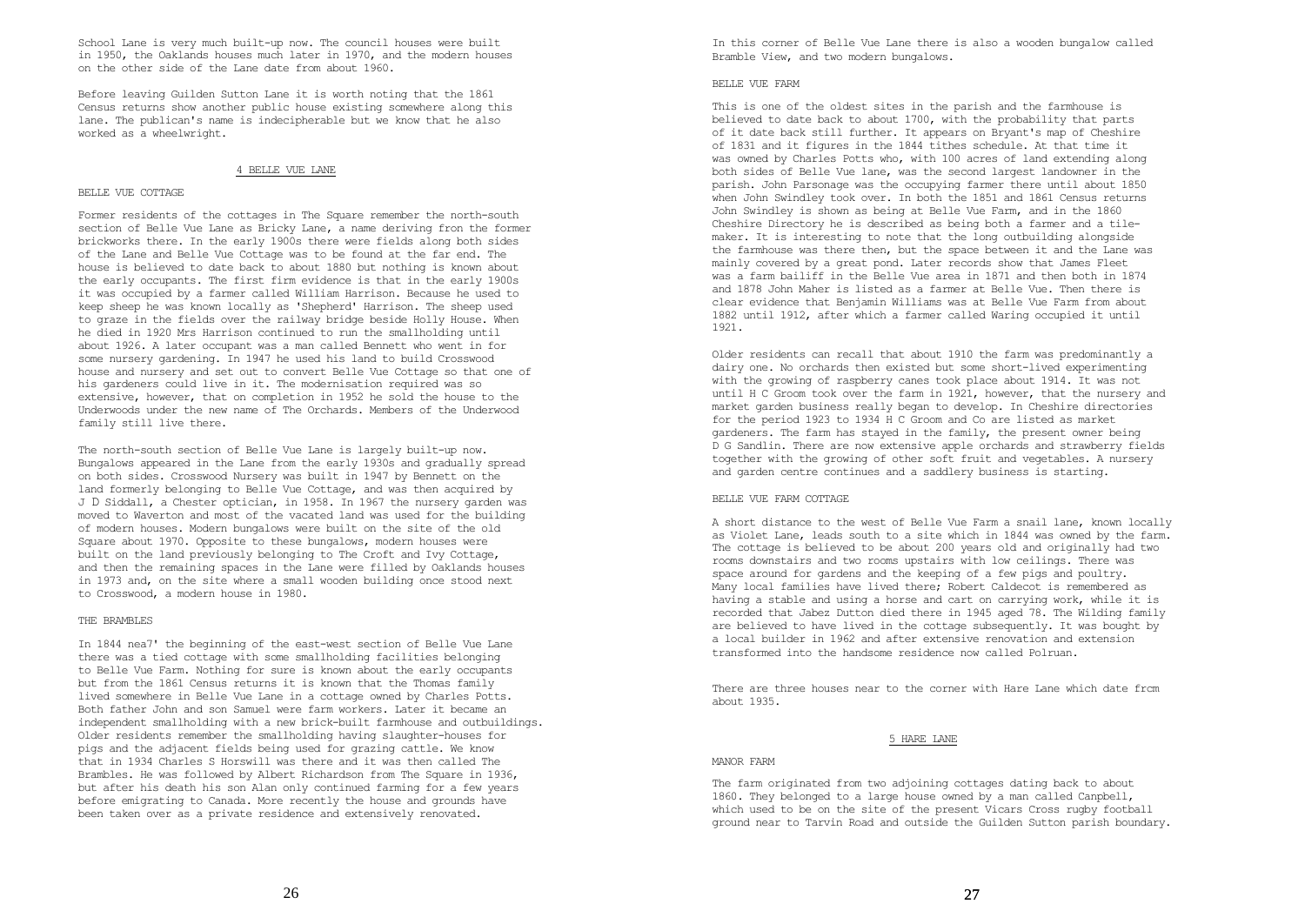School Lane is very much built-up now. The council houses were built in 1950, the Oaklands houses much later in 1970, and the modern houses on the other side of the Lane date from about 1960.

Before leaving Guilden Sutton Lane it is worth noting that the 1861 Census returns show another public house existing somewhere along this lane. The publican's name is indecipherable but we know that he also worked as a wheelwright.

## 4 BELLE VUE LANE

### BELLE VUE COTTAGE

Former residents of the cottages in The Square remember the north-south section of Belle Vue Lane as Bricky Lane, a name deriving fron the former brickworks there. In the early 1900s there were fields along both sides of the Lane and Belle Vue Cottage was to be found at the far end. The house is believed to date back to about 1880 but nothing is known about the early occupants. The first firm evidence is that in the early 1900s it was occupied by a farmer called William Harrison. Because he used to keep sheep he was known locally as 'Shepherd' Harrison. The sheep used to graze in the fields over the railway bridge beside Holly House. When he died in 1920 Mrs Harrison continued to run the smallholding until about 1926. A later occupant was a man called Bennett who went in for some nursery gardening. In 1947 he used his land to build Crosswood house and nursery and set out to convert Belle Vue Cottage so that one of his gardeners could live in it. The modernisation required was so extensive, however, that on completion in 1952 he sold the house to the Underwoods under the new name of The Orchards. Members of the Underwood family still live there.

The north-south section of Belle Vue Lane is largely built-up now. Bungalows appeared in the Lane from the early 1930s and gradually spread on both sides. Crosswood Nursery was built in 1947 by Bennett on the land formerly belonging to Belle Vue Cottage, and was then acquired by J D Siddall, a Chester optician, in 1958. In 1967 the nursery garden was moved to Waverton and most of the vacated land was used for the building of modern houses. Modern bungalows were built on the site of the old Square about 1970. Opposite to these bungalows, modern houses were built on the land previously belonging to The Croft and Ivy Cottage, and then the remaining spaces in the Lane were filled by Oaklands houses in 1973 and, on the site where a small wooden building once stood next to Crosswood, a modern house in 1980.

### THE BRAMBLES

In 1844 nea7' the beginning of the east-west section of Belle Vue Lane there was a tied cottage with some smallholding facilities belonging to Belle Vue Farm. Nothing for sure is known about the early occupants but from the 1861 Census returns it is known that the Thomas family lived somewhere in Belle Vue Lane in a cottage owned by Charles Potts. Both father John and son Samuel were farm workers. Later it became an independent smallholding with a new brick-built farmhouse and outbuildings. Older residents remember the smallholding having slaughter-houses for pigs and the adjacent fields being used for grazing cattle. We know that in 1934 Charles S Horswill was there and it was then called The Brambles. He was followed by Albert Richardson from The Square in 1936, but after his death his son Alan only continued farming for a few years before emigrating to Canada. More recently the house and grounds have been taken over as a private residence and extensively renovated.

In this corner of Belle Vue Lane there is also a wooden bungalow called Bramble View, and two modern bungalows.

### BELLE VUE FARM

This is one of the oldest sites in the parish and the farmhouse is believed to date back to about 1700, with the probability that parts of it date back still further. It appears on Bryant's map of Cheshire of 1831 and it figures in the 1844 tithes schedule. At that time it was owned by Charles Potts who, with 100 acres of land extending along both sides of Belle Vue lane, was the second largest landowner in the parish. John Parsonage was the occupying farmer there until about 1850 when John Swindley took over. In both the 1851 and 1861 Census returns John Swindley is shown as being at Belle Vue Farm, and in the 1860 Cheshire Directory he is described as being both a farmer and a tile-maker. It is interesting to note that the long outbuilding alongside the farmhouse was there then, but the space between it and the Lane was mainly covered by a great pond. Later records show that James Fleet was a farm bailiff in the Belle Vue area in 1871 and then both in 1874 and 1878 John Maher is listed as a farmer at Belle Vue. Then there is clear evidence that Benjamin Williams was at Belle Vue Farm from about 1882 until 1912, after which a farmer called Waring occupied it until 1921.

Older residents can recall that about 1910 the farm was predominantly a dairy one. No orchards then existed but some short-lived experimenting with the growing of raspberry canes took place about 1914. It was not until H C Groom took over the farm in 1921, however, that the nursery and market garden business really began to develop. In Cheshire directories for the period 1923 to 1934 H C Groom and Co are listed as market gardeners. The farm has stayed in the family, the present owner being D G Sandlin. There are now extensive apple orchards and strawberry fields together with the growing of other soft fruit and vegetables. A nursery and garden centre continues and a saddlery business is starting.

### BELLE VUE FARM COTTAGE

A short distance to the west of Belle Vue Farm a snail lane, known locally as Violet Lane, leads south to a site which in 1844 was owned by the farm. The cottage is believed to be about 200 years old and originally had two rooms downstairs and two rooms upstairs with low ceilings. There was space around for gardens and the keeping of a few pigs and poultry. Many local families have lived there; Robert Caldecot is remembered as having a stable and using a horse and cart on carrying work, while it is recorded that Jabez Dutton died there in 1945 aged 78. The Wilding family are believed to have lived in the cottage subsequently. It was bought by a local builder in 1962 and after extensive renovation and extension transformed into the handsome residence now called Polruan.

There are three houses near to the corner with Hare Lane which date frcm about 1935.

## 5 HARE LANE

### MANOR FARM

The farm originated from two adjoining cottages dating back to about 1860. They belonged to a large house owned by a man called Canpbell, which used to be on the site of the present Vicars Cross rugby football ground near to Tarvin Road and outside the Guilden Sutton parish boundary.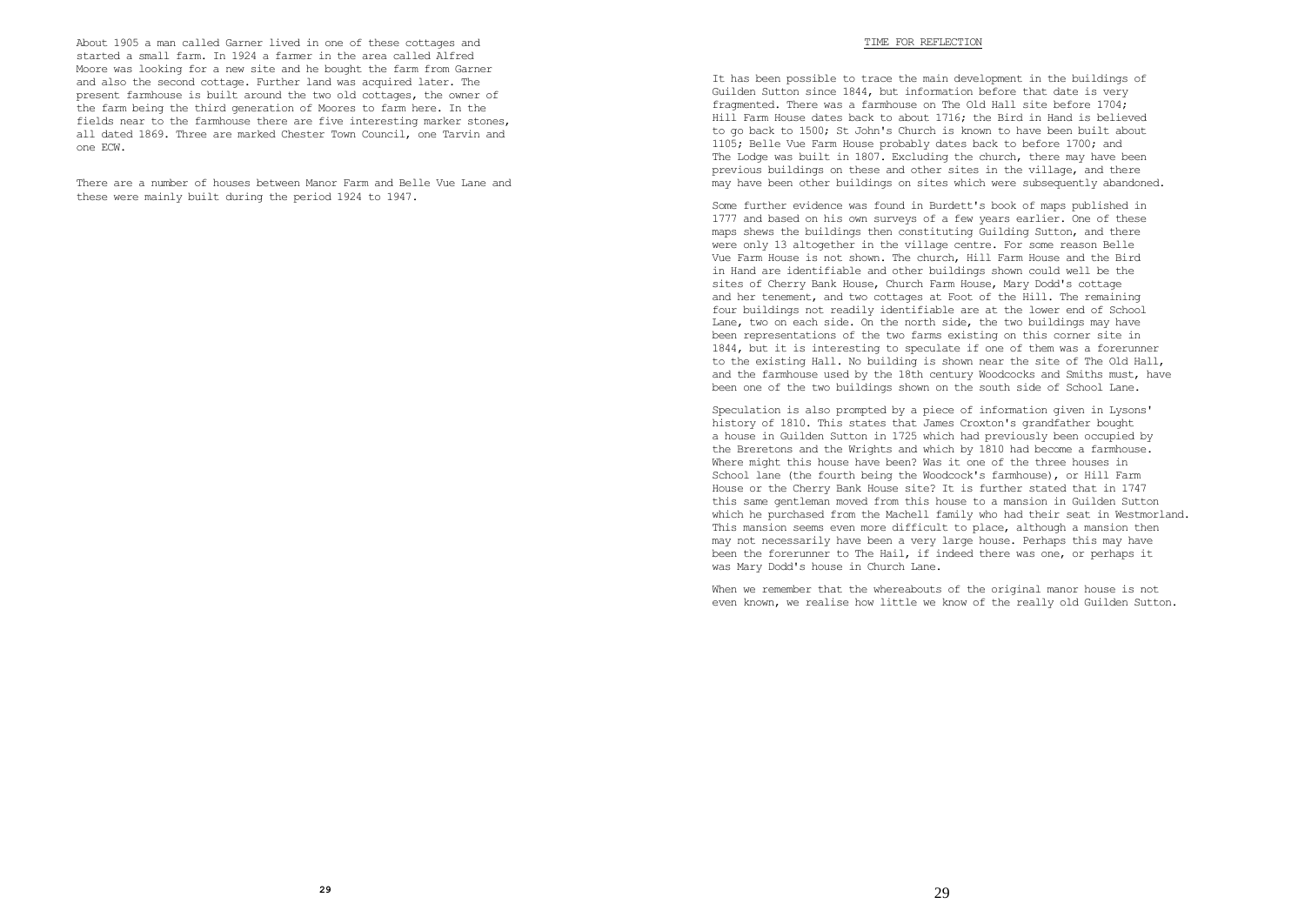About 1905 a man called Garner lived in one of these cottages and started a small farm. In 1924 a farmer in the area called Alfred Moore was looking for a new site and he bought the farm from Garner and also the second cottage. Further land was acquired later. The present farmhouse is built around the two old cottages, the owner of the farm being the third generation of Moores to farm here. In the fields near to the farmhouse there are five interesting marker stones, all dated 1869. Three are marked Chester Town Council, one Tarvin and one ECW.

There are a number of houses between Manor Farm and Belle Vue Lane and these were mainly built during the period 1924 to 1947.

## TIME FOR REFLECTION

It has been possible to trace the main development in the buildings of Guilden Sutton since 1844, but information before that date is very fragmented. There was a farmhouse on The Old Hall site before 1704; Hill Farm House dates back to about 1716; the Bird in Hand is believed to go back to 1500; St John's Church is known to have been built about 1105; Belle Vue Farm House probably dates back to before 1700; and The Lodge was built in 1807. Excluding the church, there may have been previous buildings on these and other sites in the village, and there may have been other buildings on sites which were subsequently abandoned.

Some further evidence was found in Burdett's book of maps published in 1777 and based on his own surveys of a few years earlier. One of these maps shews the buildings then constituting Guilding Sutton, and there were only 13 altogether in the village centre. For some reason Belle Vue Farm House is not shown. The church, Hill Farm House and the Bird in Hand are identifiable and other buildings shown could well be the sites of Cherry Bank House, Church Farm House, Mary Dodd's cottage and her tenement, and two cottages at Foot of the Hill. The remaining four buildings not readily identifiable are at the lower end of School Lane, two on each side. On the north side, the two buildings may have been representations of the two farms existing on this corner site in 1844, but it is interesting to speculate if one of them was a forerunner to the existing Hall. No building is shown near the site of The Old Hall, and the farmhouse used by the 18th century Woodcocks and Smiths must, have been one of the two buildings shown on the south side of School Lane.

Speculation is also prompted by a piece of information given in Lysons' history of 1810. This states that James Croxton's grandfather bought a house in Guilden Sutton in 1725 which had previously been occupied by the Breretons and the Wrights and which by 1810 had become a farmhouse. Where might this house have been? Was it one of the three houses in School lane (the fourth being the Woodcock's farmhouse), or Hill Farm House or the Cherry Bank House site? It is further stated that in 1747 this same gentleman moved from this house to a mansion in Guilden Sutton which he purchased from the Machell family who had their seat in Westmorland. This mansion seems even more difficult to place, although a mansion then may not necessarily have been a very large house. Perhaps this may have been the forerunner to The Hail, if indeed there was one, or perhaps it was Mary Dodd's house in Church Lane.

When we remember that the whereabouts of the original manor house is not even known, we realise how little we know of the really old Guilden Sutton.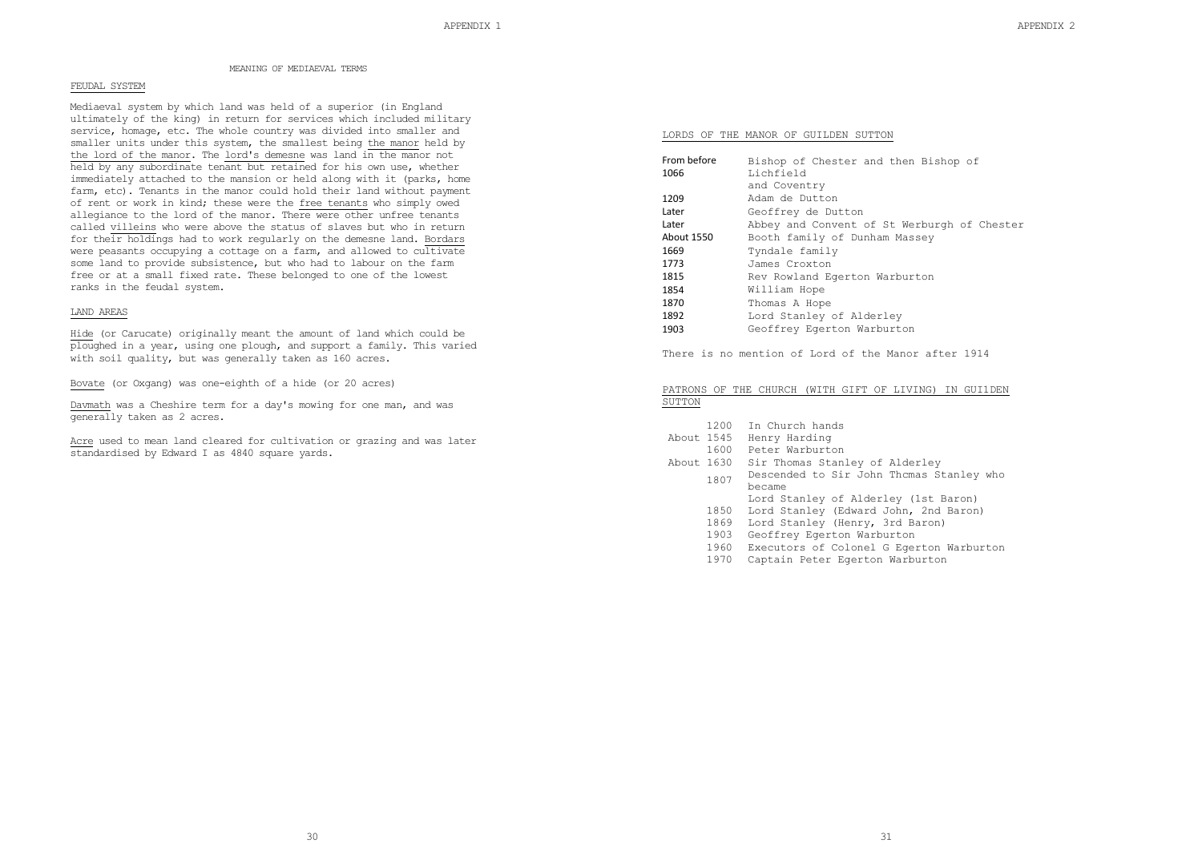# APPENDIX 1

## MEANING OF MEDIAEVAL TERMS

### FEUDAL SYSTEM

Mediaeval system by which land was held of a superior (in England ultimately of the king) in return for services which included military service, homage, etc. The whole country was divided into smaller and smaller units under this system, the smallest being the manor held by the lord of the manor. The lord's demesne was land in the manor not held by any subordinate tenant but retained for his own use, whether immediately attached to the mansion or held along with it (parks, home farm, etc). Tenants in the manor could hold their land without payment of rent or work in kind; these were the free tenants who simply owed allegiance to the lord of the manor. There were other unfree tenants called villeins who were above the status of slaves but who in return for their holdings had to work regularly on the demesne land. Bordars were peasants occupying a cottage on a farm, and allowed to cultivate some land to provide subsistence, but who had to labour on the farm free or at a small fixed rate. These belonged to one of the lowest ranks in the feudal system.

### LAND AREAS

Hide (or Carucate) originally meant the amount of land which could be ploughed in a year, using one plough, and support a family. This varied with soil quality, but was generally taken as 160 acres.

Bovate (or Oxgang) was one-eighth of a hide (or 20 acres)

Davmath was a Cheshire term for a day's mowing for one man, and was generally taken as 2 acres.

Acre used to mean land cleared for cultivation or grazing and was later standardised by Edward I as 4840 square yards.

# APPENDIX 2

### LORDS OF THE MANOR OF GUILDEN SUTTON

| | |
|---|---|
| From before 1066 | Bishop of Chester and then Bishop of Lichfield and Coventry |
| 1209 | Adam de Dutton |
| Later | Geoffrey de Dutton |
| Later | Abbey and Convent of St Werburgh of Chester |
| About 1550 | Booth family of Dunham Massey |
| 1669 | Tyndale family |
| 1773 | James Croxton |
| 1815 | Rev Rowland Egerton Warburton |
| 1854 | William Hope |
| 1870 | Thomas A Hope |
| 1892 | Lord Stanley of Alderley |
| 1903 | Geoffrey Egerton Warburton |

There is no mention of Lord of the Manor after 1914

### PATRONS OF THE CHURCH (WITH GIFT OF LIVING) IN GUI1DEN SUTTON

| | |
|---|---|
| 1200 | In Church hands |
| About 1545 | Henry Harding |
| 1600 | Peter Warburton |
| About 1630 | Sir Thomas Stanley of Alderley |
| 1807 | Descended to Sir John Thcmas Stanley who became Lord Stanley of Alderley (1st Baron) |
| 1850 | Lord Stanley (Edward John, 2nd Baron) |
| 1869 | Lord Stanley (Henry, 3rd Baron) |
| 1903 | Geoffrey Egerton Warburton |
| 1960 | Executors of Colonel G Egerton Warburton |
| 1970 | Captain Peter Egerton Warburton |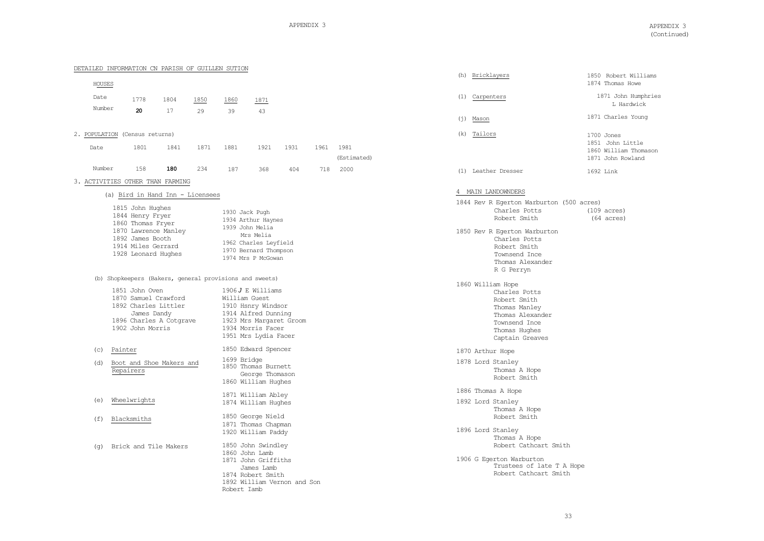# APPENDIX 3

## DETAILED INFORMATION CN PARISH OF GUILLEN SUTION

### HOUSES

| Date | 1778 | 1804 | 1850 | 1860 | 1871 |
|---|---|---|---|---|---|
| Number | **20** | 17 | 29 | 39 | 43 |

### 2. POPULATION (Census returns)

| Date | 1801 | 1841 | 1871 | 1881 | 1921 | 1931 | 1961 | 1981 (Estimated) |
|---|---|---|---|---|---|---|---|---|
| Number | 158 | **180** | 234 | 187 | 368 | 404 | 718 | 2000 |

### 3. ACTIVITIES OTHER THAN FARMING

(a) Bird in Hand Inn - Licensees

1815 John Hughes
1844 Henry Fryer
1860 Thomas Fryer
1870 Lawrence Manley
1892 James Booth
1914 Miles Gerrard
1928 Leonard Hughes
1930 Jack Pugh
1934 Arthur Haynes
1939 John Melia
Mrs Melia
1962 Charles Leyfield
1970 Bernard Thompson
1974 Mrs P McGowan

(b) Shopkeepers (Bakers, general provisions and sweets)

1851 John Oven
1870 Samuel Crawford
1892 Charles Littler
James Dandy
1896 Charles A Cotgrave
1902 John Morris
1906 J E Williams
William Guest
1910 Hsnry Windsor
1914 Alfred Dunning
1923 Mrs Margaret Groom
1934 Morris Facer
1951 Mrs Lydia Facer

(c) Painter — 1850 Edward Spencer

(d) Boot and Shoe Makers and Repairers — 1699 Bridge; 1850 Thomas Burnett, George Thomason; 1860 William Hughes

(e) Wheelwrights — 1871 William Abley; 1874 William Hughes

(f) Blacksmiths — 1850 George Nield; 1871 Thomas Chapman; 1920 William Paddy

(g) Brick and Tile Makers — 1850 John Swindley; 1860 John Lamb; 1871 John Griffiths, James Lamb; 1874 Robert Smith; 1892 William Vernon and Son, Robert Iamb

# APPENDIX 3 (Continued)

(h) Bricklayers — 1850 Robert Williams; 1874 Thomas Howe

(i) Carpenters — 1871 John Humphries, L Hardwick

(j) Mason — 1871 Charles Young

(k) Tailors — 1700 Jones; 1851 John Little; 1860 William Thomason; 1871 John Rowland

(l) Leather Dresser — 1692 Link

### 4 MAIN LANDOWNDERS

1844 Rev R Egerton Warburton (500 acres)
Charles Potts (109 acres)
Robert Smith (64 acres)

1850 Rev R Egerton Warburton
Charles Potts
Robert Smith
Townsend Ince
Thomas Alexander
R G Perryn

1860 William Hope
Charles Potts
Robert Smith
Thomas Manley
Thomas Alexander
Townsend Ince
Thomas Hughes
Captain Greaves

1870 Arthur Hope

1878 Lord Stanley
Thomas A Hope
Robert Smith

1886 Thomas A Hope

1892 Lord Stanley
Thomas A Hope
Robert Smith

1896 Lord Stanley
Thomas A Hope
Robert Cathcart Smith

1906 G Egerton Warburton
Trustees of late T A Hope
Robert Cathcart Smith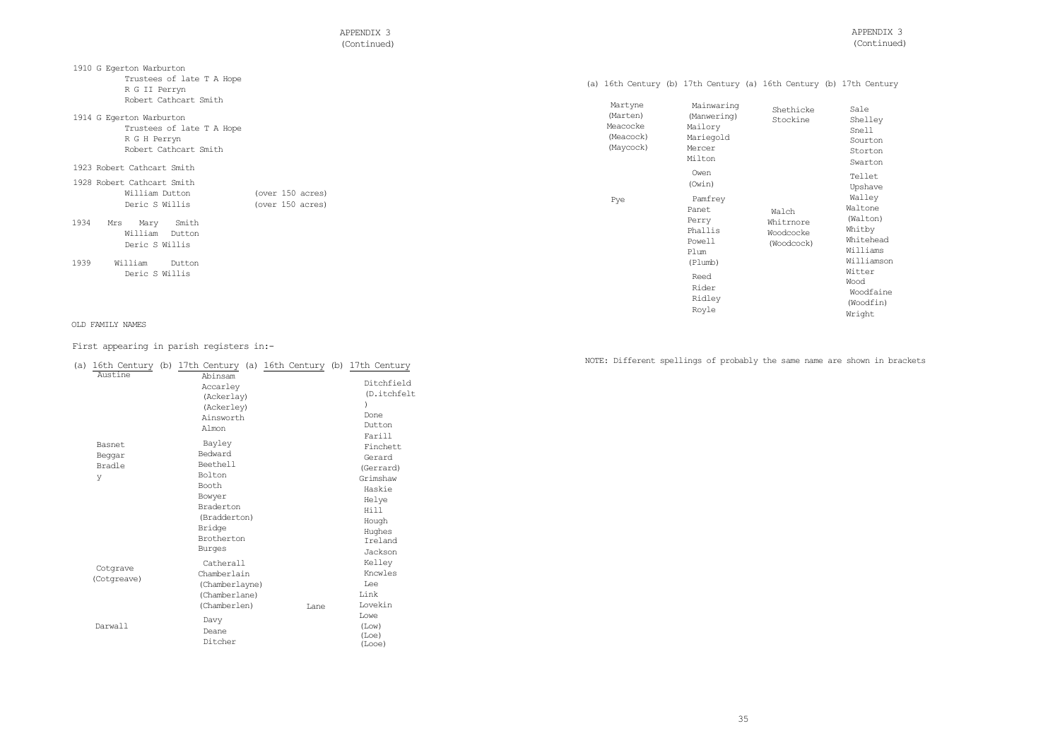1910 G Egerton Warburton
Trustees of late T A Hope
R G II Perryn
Robert Cathcart Smith

1914 G Egerton Warburton
Trustees of late T A Hope
R G H Perryn
Robert Cathcart Smith

1923 Robert Cathcart Smith

1928 Robert Cathcart Smith
William Dutton (over 150 acres)
Deric S Willis (over 150 acres)

1934 Mrs Mary Smith
William Dutton
Deric S Willis

1939 William Dutton
Deric S Willis

OLD FAMILY NAMES

First appearing in parish registers in:-

| (a) 16th Century | (b) 17th Century | (a) 16th Century | (b) 17th Century |
|---|---|---|---|
| Austine | Abinsam<br>Accarley<br>(Ackerlay)<br>(Ackerley)<br>Ainsworth<br>Almon | | Ditchfield<br>(D.itchfelt)<br>Done<br>Dutton<br>Farill |
| Basnet<br>Beggar<br>Bradley | Bayley<br>Bedward<br>Beethell<br>Bolton<br>Booth<br>Bowyer<br>Braderton<br>(Bradderton)<br>Bridge<br>Brotherton<br>Burges | | Finchett<br>Gerard<br>(Gerrard)<br>Grimshaw<br>Haskie<br>Helye<br>Hill<br>Hough<br>Hughes<br>Ireland<br>Jackson |
| Cotgrave<br>(Cotgreave) | Catherall<br>Chamberlain<br>(Chamberlayne)<br>(Chamberlane)<br>(Chamberlen) | Lane | Kelley<br>Kncwles<br>Lee<br>Link<br>Lovekin |
| Darwall | Davy<br>Deane<br>Ditcher | | Lowe<br>(Low)<br>(Loe)<br>(Looe) |

| (a) 16th Century | (b) 17th Century | (a) 16th Century | (b) 17th Century |
|---|---|---|---|
| Martyne<br>(Marten)<br>Meacocke<br>(Meacock)<br>(Maycock) | Mainwaring<br>(Manwering)<br>Mailory<br>Mariegold<br>Mercer<br>Milton<br>Owen<br>(Owin) | Shethicke<br>Stockine | Sale<br>Shelley<br>Snell<br>Sourton<br>Storton<br>Swarton<br>Tellet<br>Upshave |
| Pye | Pamfrey<br>Panet<br>Perry<br>Phallis<br>Powell<br>Plum<br>(Plumb)<br>Reed<br>Rider<br>Ridley<br>Royle | Walch<br>Whitrnore<br>Woodcocke<br>(Woodcock) | Walley<br>Waltone<br>(Walton)<br>Whitby<br>Whitehead<br>Williams<br>Williamson<br>Witter<br>Wood<br>Woodfaine<br>(Woodfin)<br>Wright |

NOTE: Different spellings of probably the same name are shown in brackets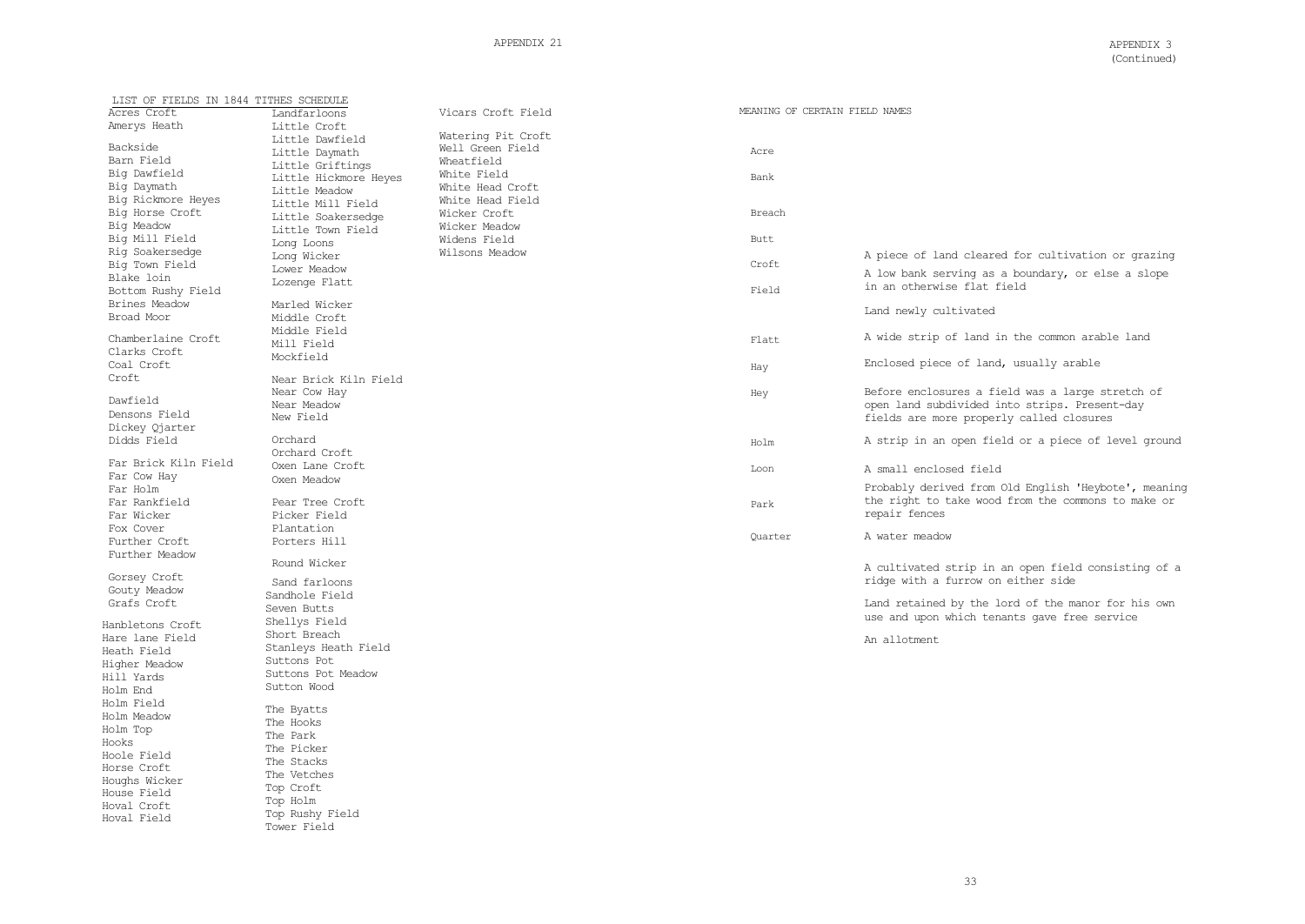# APPENDIX 21

## LIST OF FIELDS IN 1844 TITHES SCHEDULE

Acres Croft
Amerys Heath
Backside
Barn Field
Big Dawfield
Big Daymath
Big Rickmore Heyes
Big Horse Croft
Big Meadow
Big Mill Field
Rig Soakersedge
Big Town Field
Blake loin
Bottom Rushy Field
Brines Meadow
Broad Moor
Chamberlaine Croft
Clarks Croft
Coal Croft
Croft
Dawfield
Densons Field
Dickey Qjarter
Didds Field
Far Brick Kiln Field
Far Cow Hay
Far Holm
Far Rankfield
Far Wicker
Fox Cover
Further Croft
Further Meadow
Gorsey Croft
Gouty Meadow
Grafs Croft
Hanbletons Croft
Hare lane Field
Heath Field
Higher Meadow
Hill Yards
Holm End
Holm Field
Holm Meadow
Holm Top
Hooks
Hoole Field
Horse Croft
Houghs Wicker
House Field
Hoval Croft
Hoval Field
Landfarloons
Little Croft
Little Dawfield
Little Daymath
Little Griftings
Little Hickmore Heyes
Little Meadow
Little Mill Field
Little Soakersedge
Little Town Field
Long Loons
Long Wicker
Lower Meadow
Lozenge Flatt
Marled Wicker
Middle Croft
Middle Field
Mill Field
Mockfield
Near Brick Kiln Field
Near Cow Hay
Near Meadow
New Field
Orchard
Orchard Croft
Oxen Lane Croft
Oxen Meadow
Pear Tree Croft
Picker Field
Plantation
Porters Hill
Round Wicker
Sand farloons
Sandhole Field
Seven Butts
Shellys Field
Short Breach
Stanleys Heath Field
Suttons Pot
Suttons Pot Meadow
Sutton Wood
The Byatts
The Hooks
The Park
The Picker
The Stacks
The Vetches
Top Croft
Top Holm
Top Rushy Field
Tower Field
Vicars Croft Field
Watering Pit Croft
Well Green Field
Wheatfield
White Field
White Head Croft
White Head Field
Wicker Croft
Wicker Meadow
Widens Field
Wilsons Meadow

# APPENDIX 3 (Continued)

## MEANING OF CERTAIN FIELD NAMES

| Name | Meaning |
|---|---|
| Acre | A piece of land cleared for cultivation or grazing |
| Bank | A low bank serving as a boundary, or else a slope in an otherwise flat field |
| Breach | Land newly cultivated |
| Butt | A wide strip of land in the common arable land |
| Croft | Enclosed piece of land, usually arable |
| Field | Before enclosures a field was a large stretch of open land subdivided into strips. Present-day fields are more properly called closures |
| Flatt | A strip in an open field or a piece of level ground |
| Hay | A small enclosed field |
| Hey | Probably derived from Old English 'Heybote', meaning the right to take wood from the commons to make or repair fences |
| Holm | A water meadow |
| Loon | A cultivated strip in an open field consisting of a ridge with a furrow on either side |
| Park | Land retained by the lord of the manor for his own use and upon which tenants gave free service |
| Quarter | An allotment |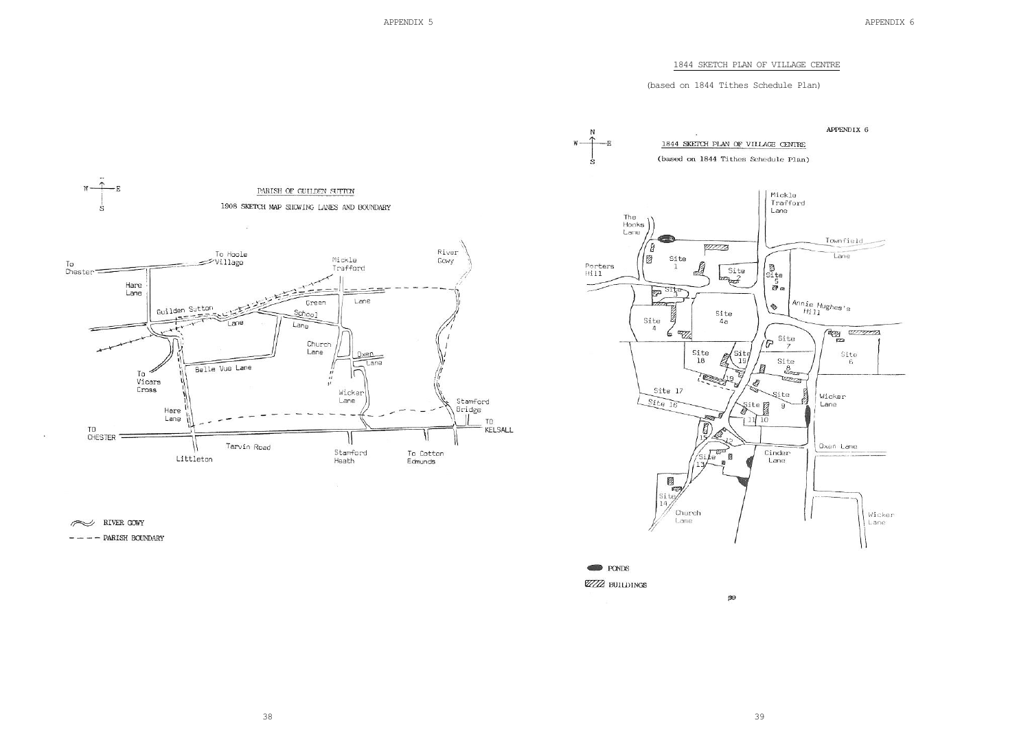# PARISH OF GUILDEN SUTTON

## 1908 SKETCH MAP SHOWING LANES AND BOUNDARY

To Chester

To Hoole Village

Mickle Trafford

River Gowy

Hare Lane

Guilden Sutton Lane

Green Lane

School Lane

Church Lane

Oxen Lane

To Vicars Cross

Belle Vue Lane

Wicker Lane

Stamford Bridge

Hare Lane

TO CHESTER

TO KELSALL

Tarvin Road

Littleton

Stamford Heath

To Cotton Edmunds

RIVER GOWY

- - - - PARISH BOUNDARY

# 1844 SKETCH PLAN OF VILLAGE CENTRE

(based on 1844 Tithes Schedule Plan)

Mickle Trafford Lane

The Monks Lane

Porters Hill

Townfield Lane

Site 1

Site 2

Site 3

Site 4

Site 4a

Site 5

Annie Hughes's Hill

Site 6

Site 7

Site 8

Site 9

Site 10

11

12

Site 13

Site 14

15

Site 16

Site 17

Site 18

Site 19

19

Wicker Lane

Oxen Lane

Cinder Lane

Church Lane

Wicker Lane

PONDS

BUILDINGS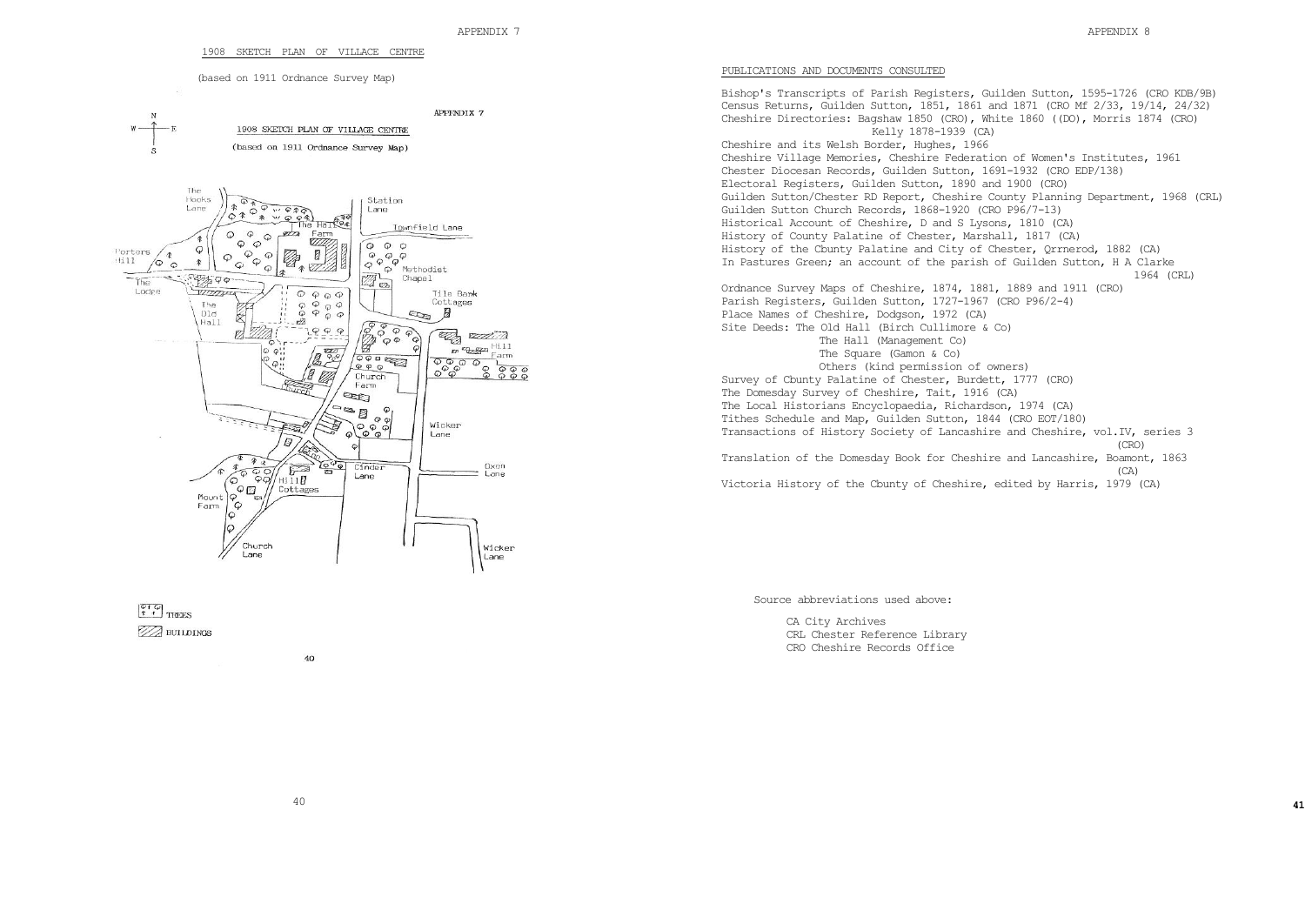## APPENDIX 7

1908 SKETCH PLAN OF VILLAGE CENTRE

(based on 1911 Ordnance Survey Map)

The Hooks Lane

Station Lane

The Hall Farm

Townfield Lane

Porters Hill

Methodist Chapel

The Lodge

Tile Bank Cottages

The Old Hall

Hill Farm

Church Farm

Church

Wicker Lane

Cinder Lane

Oxon Lane

Hill Cottages

Mount Farm

Church Lane

Wicker Lane

TREES

BUILDINGS

## APPENDIX 8

PUBLICATIONS AND DOCUMENTS CONSULTED

Bishop's Transcripts of Parish Registers, Guilden Sutton, 1595-1726 (CRO KDB/9B)
Census Returns, Guilden Sutton, 1851, 1861 and 1871 (CRO Mf 2/33, 19/14, 24/32)
Cheshire Directories: Bagshaw 1850 (CRO), White 1860 ((DO), Morris 1874 (CRO)
Kelly 1878-1939 (CA)
Cheshire and its Welsh Border, Hughes, 1966
Cheshire Village Memories, Cheshire Federation of Women's Institutes, 1961
Chester Diocesan Records, Guilden Sutton, 1691-1932 (CRO EDP/138)
Electoral Registers, Guilden Sutton, 1890 and 1900 (CRO)
Guilden Sutton/Chester RD Report, Cheshire County Planning Department, 1968 (CRL)
Guilden Sutton Church Records, 1868-1920 (CRO P96/7-13)
Historical Account of Cheshire, D and S Lysons, 1810 (CA)
History of County Palatine of Chester, Marshall, 1817 (CA)
History of the Cbunty Palatine and City of Chester, Qrrnerod, 1882 (CA)
In Pastures Green; an account of the parish of Guilden Sutton, H A Clarke 1964 (CRL)
Ordnance Survey Maps of Cheshire, 1874, 1881, 1889 and 1911 (CRO)
Parish Registers, Guilden Sutton, 1727-1967 (CRO P96/2-4)
Place Names of Cheshire, Dodgson, 1972 (CA)
Site Deeds: The Old Hall (Birch Cullimore & Co)
The Hall (Management Co)
The Square (Gamon & Co)
Others (kind permission of owners)
Survey of Cbunty Palatine of Chester, Burdett, 1777 (CRO)
The Domesday Survey of Cheshire, Tait, 1916 (CA)
The Local Historians Encyclopaedia, Richardson, 1974 (CA)
Tithes Schedule and Map, Guilden Sutton, 1844 (CRO EOT/180)
Transactions of History Society of Lancashire and Cheshire, vol.IV, series 3 (CRO)
Translation of the Domesday Book for Cheshire and Lancashire, Boamont, 1863 (CA)
Victoria History of the Cbunty of Cheshire, edited by Harris, 1979 (CA)

Source abbreviations used above:

CA City Archives
CRL Chester Reference Library
CRO Cheshire Records Office